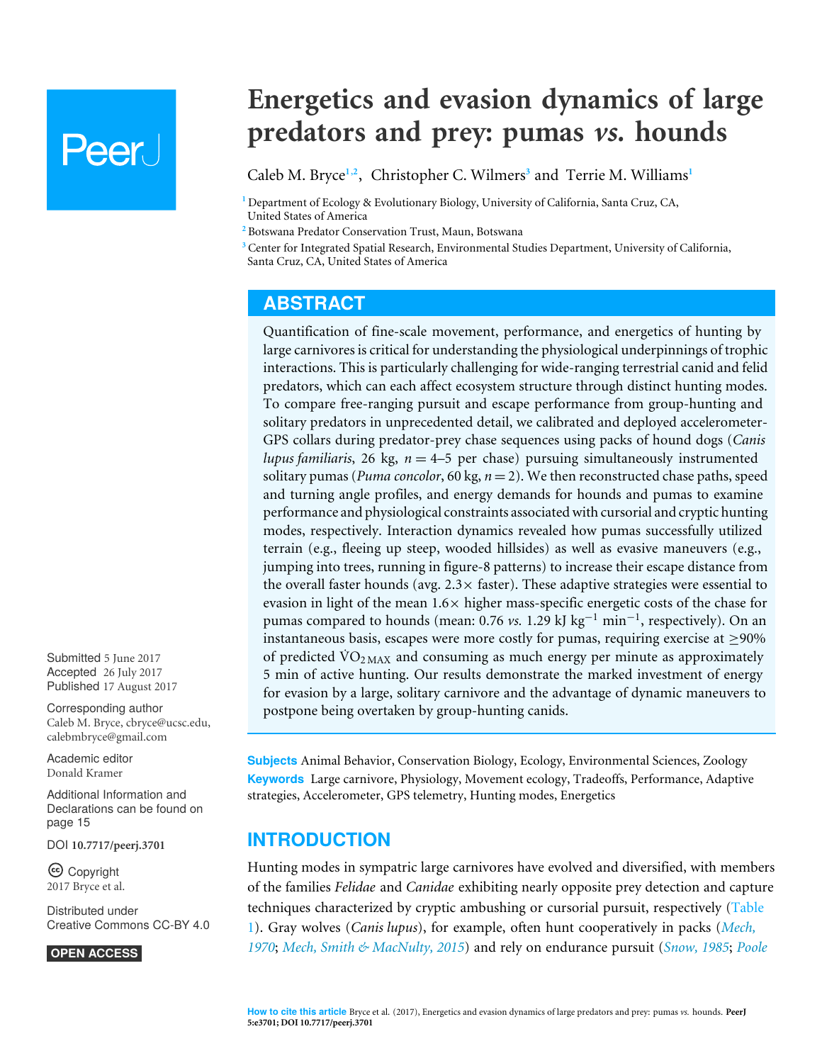# Energetics and evasion dynamics of large predators and prey: pumas *vs.* hounds

Caleb M. Bryce[1,2], Christopher C. Wilmers[3] and Terrie M. Williams[1]

[1] Department of Ecology & Evolutionary Biology, University of California, Santa Cruz, CA, United States of America

[2] Botswana Predator Conservation Trust, Maun, Botswana

[3] Center for Integrated Spatial Research, Environmental Studies Department, University of California, Santa Cruz, CA, United States of America

## ABSTRACT

Quantification of fine-scale movement, performance, and energetics of hunting by large carnivores is critical for understanding the physiological underpinnings of trophic interactions. This is particularly challenging for wide-ranging terrestrial canid and felid predators, which can each affect ecosystem structure through distinct hunting modes. To compare free-ranging pursuit and escape performance from group-hunting and solitary predators in unprecedented detail, we calibrated and deployed accelerometer-GPS collars during predator-prey chase sequences using packs of hound dogs (*Canis lupus familiaris*, 26 kg, $n = 4$–5 per chase) pursuing simultaneously instrumented solitary pumas (*Puma concolor*, 60 kg, $n = 2$). We then reconstructed chase paths, speed and turning angle profiles, and energy demands for hounds and pumas to examine performance and physiological constraints associated with cursorial and cryptic hunting modes, respectively. Interaction dynamics revealed how pumas successfully utilized terrain (e.g., fleeing up steep, wooded hillsides) as well as evasive maneuvers (e.g., jumping into trees, running in figure-8 patterns) to increase their escape distance from the overall faster hounds (avg. 2.3× faster). These adaptive strategies were essential to evasion in light of the mean 1.6× higher mass-specific energetic costs of the chase for pumas compared to hounds (mean: 0.76 *vs.* 1.29 kJ $kg^{-1}$ $min^{-1}$, respectively). On an instantaneous basis, escapes were more costly for pumas, requiring exercise at ≥90% of predicted $\dot{V}O_{2\,MAX}$ and consuming as much energy per minute as approximately 5 min of active hunting. Our results demonstrate the marked investment of energy for evasion by a large, solitary carnivore and the advantage of dynamic maneuvers to postpone being overtaken by group-hunting canids.

Submitted 5 June 2017
Accepted 26 July 2017
Published 17 August 2017

Corresponding author
Caleb M. Bryce, cbryce@ucsc.edu, calebmbryce@gmail.com

Academic editor
Donald Kramer

Additional Information and Declarations can be found on page 15

DOI 10.7717/peerj.3701

Copyright
2017 Bryce et al.

Distributed under
Creative Commons CC-BY 4.0

OPEN ACCESS

**Subjects** Animal Behavior, Conservation Biology, Ecology, Environmental Sciences, Zoology

**Keywords** Large carnivore, Physiology, Movement ecology, Tradeoffs, Performance, Adaptive strategies, Accelerometer, GPS telemetry, Hunting modes, Energetics

## INTRODUCTION

Hunting modes in sympatric large carnivores have evolved and diversified, with members of the families *Felidae* and *Canidae* exhibiting nearly opposite prey detection and capture techniques characterized by cryptic ambushing or cursorial pursuit, respectively (Table 1). Gray wolves (*Canis lupus*), for example, often hunt cooperatively in packs (*Mech, 1970*; *Mech, Smith & MacNulty, 2015*) and rely on endurance pursuit (*Snow, 1985*; *Poole*

**How to cite this article** Bryce et al. (2017), Energetics and evasion dynamics of large predators and prey: pumas *vs.* hounds. **PeerJ 5:e3701; DOI 10.7717/peerj.3701**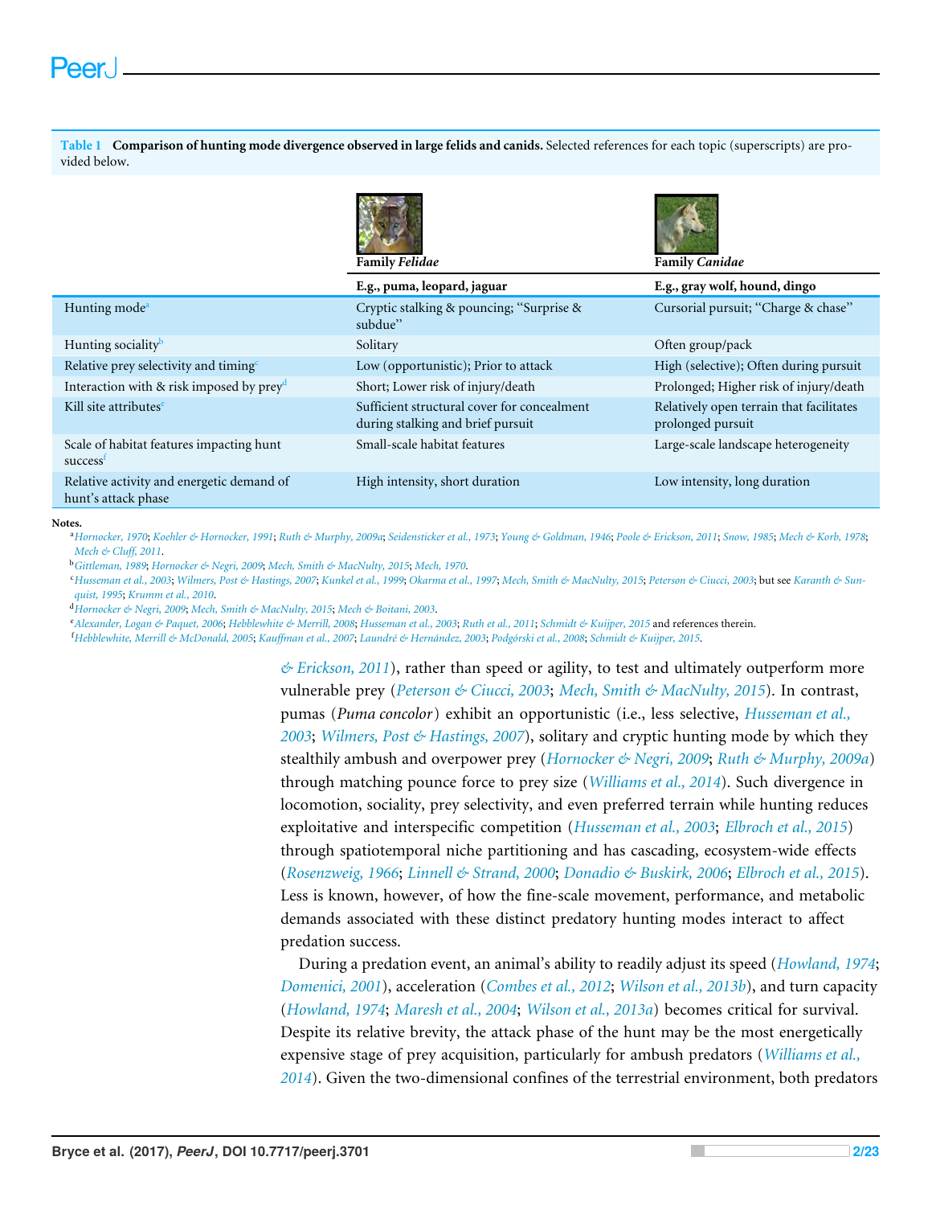**Table 1 Comparison of hunting mode divergence observed in large felids and canids.** Selected references for each topic (superscripts) are provided below.

| | Family *Felidae* | Family *Canidae* |
|---|---|---|
| | **E.g., puma, leopard, jaguar** | **E.g., gray wolf, hound, dingo** |
| Hunting mode[a] | Cryptic stalking & pouncing; "Surprise & subdue" | Cursorial pursuit; "Charge & chase" |
| Hunting sociality[b] | Solitary | Often group/pack |
| Relative prey selectivity and timing[c] | Low (opportunistic); Prior to attack | High (selective); Often during pursuit |
| Interaction with & risk imposed by prey[d] | Short; Lower risk of injury/death | Prolonged; Higher risk of injury/death |
| Kill site attributes[e] | Sufficient structural cover for concealment during stalking and brief pursuit | Relatively open terrain that facilitates prolonged pursuit |
| Scale of habitat features impacting hunt success[f] | Small-scale habitat features | Large-scale landscape heterogeneity |
| Relative activity and energetic demand of hunt's attack phase | High intensity, short duration | Low intensity, long duration |

**Notes.**

[a] *Hornocker, 1970*; *Koehler & Hornocker, 1991*; *Ruth & Murphy, 2009a*; *Seidensticker et al., 1973*; *Young & Goldman, 1946*; *Poole & Erickson, 2011*; *Snow, 1985*; *Mech & Korb, 1978*; *Mech & Cluff, 2011*.

[b] *Gittleman, 1989*; *Hornocker & Negri, 2009*; *Mech, Smith & MacNulty, 2015*; *Mech, 1970*.

[c] *Husseman et al., 2003*; *Wilmers, Post & Hastings, 2007*; *Kunkel et al., 1999*; *Okarma et al., 1997*; *Mech, Smith & MacNulty, 2015*; *Peterson & Ciucci, 2003*; but see *Karanth & Sunquist, 1995*; *Krumm et al., 2010*.

[d] *Hornocker & Negri, 2009*; *Mech, Smith & MacNulty, 2015*; *Mech & Boitani, 2003*.

[e] *Alexander, Logan & Paquet, 2006*; *Hebblewhite & Merrill, 2008*; *Husseman et al., 2003*; *Ruth et al., 2011*; *Schmidt & Kuijper, 2015* and references therein.

[f] *Hebblewhite, Merrill & McDonald, 2005*; *Kauffman et al., 2007*; *Laundré & Hernández, 2003*; *Podgórski et al., 2008*; *Schmidt & Kuijper, 2015*.

*& Erickson, 2011*), rather than speed or agility, to test and ultimately outperform more vulnerable prey (*Peterson & Ciucci, 2003*; *Mech, Smith & MacNulty, 2015*). In contrast, pumas (*Puma concolor*) exhibit an opportunistic (i.e., less selective, *Husseman et al., 2003*; *Wilmers, Post & Hastings, 2007*), solitary and cryptic hunting mode by which they stealthily ambush and overpower prey (*Hornocker & Negri, 2009*; *Ruth & Murphy, 2009a*) through matching pounce force to prey size (*Williams et al., 2014*). Such divergence in locomotion, sociality, prey selectivity, and even preferred terrain while hunting reduces exploitative and interspecific competition (*Husseman et al., 2003*; *Elbroch et al., 2015*) through spatiotemporal niche partitioning and has cascading, ecosystem-wide effects (*Rosenzweig, 1966*; *Linnell & Strand, 2000*; *Donadio & Buskirk, 2006*; *Elbroch et al., 2015*). Less is known, however, of how the fine-scale movement, performance, and metabolic demands associated with these distinct predatory hunting modes interact to affect predation success.

During a predation event, an animal's ability to readily adjust its speed (*Howland, 1974*; *Domenici, 2001*), acceleration (*Combes et al., 2012*; *Wilson et al., 2013b*), and turn capacity (*Howland, 1974*; *Maresh et al., 2004*; *Wilson et al., 2013a*) becomes critical for survival. Despite its relative brevity, the attack phase of the hunt may be the most energetically expensive stage of prey acquisition, particularly for ambush predators (*Williams et al., 2014*). Given the two-dimensional confines of the terrestrial environment, both predators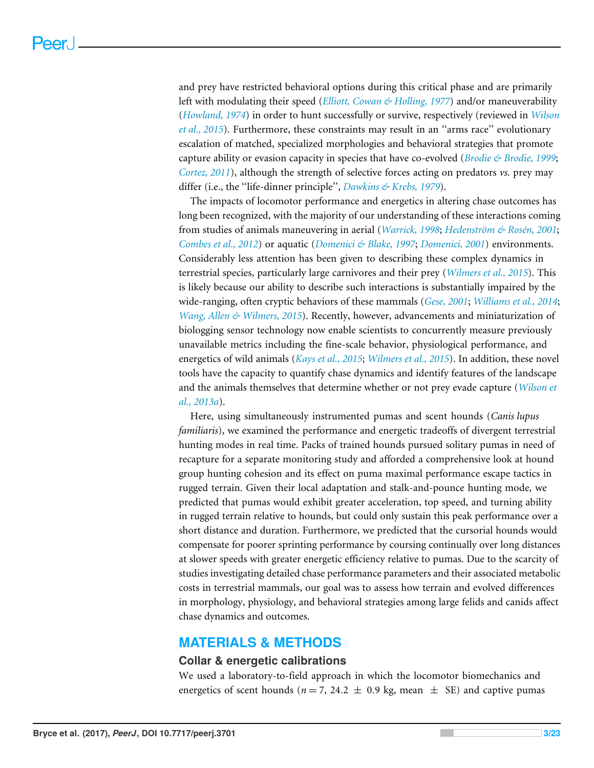and prey have restricted behavioral options during this critical phase and are primarily left with modulating their speed (*Elliott, Cowan & Holling, 1977*) and/or maneuverability (*Howland, 1974*) in order to hunt successfully or survive, respectively (reviewed in *Wilson et al., 2015*). Furthermore, these constraints may result in an ''arms race'' evolutionary escalation of matched, specialized morphologies and behavioral strategies that promote capture ability or evasion capacity in species that have co-evolved (*Brodie & Brodie, 1999*; *Cortez, 2011*), although the strength of selective forces acting on predators *vs.* prey may differ (i.e., the ''life-dinner principle'', *Dawkins & Krebs, 1979*).

The impacts of locomotor performance and energetics in altering chase outcomes has long been recognized, with the majority of our understanding of these interactions coming from studies of animals maneuvering in aerial (*Warrick, 1998*; *Hedenström & Rosén, 2001*; *Combes et al., 2012*) or aquatic (*Domenici & Blake, 1997*; *Domenici, 2001*) environments. Considerably less attention has been given to describing these complex dynamics in terrestrial species, particularly large carnivores and their prey (*Wilmers et al., 2015*). This is likely because our ability to describe such interactions is substantially impaired by the wide-ranging, often cryptic behaviors of these mammals (*Gese, 2001*; *Williams et al., 2014*; *Wang, Allen & Wilmers, 2015*). Recently, however, advancements and miniaturization of biologging sensor technology now enable scientists to concurrently measure previously unavailable metrics including the fine-scale behavior, physiological performance, and energetics of wild animals (*Kays et al., 2015*; *Wilmers et al., 2015*). In addition, these novel tools have the capacity to quantify chase dynamics and identify features of the landscape and the animals themselves that determine whether or not prey evade capture (*Wilson et al., 2013a*).

Here, using simultaneously instrumented pumas and scent hounds (*Canis lupus familiaris*), we examined the performance and energetic tradeoffs of divergent terrestrial hunting modes in real time. Packs of trained hounds pursued solitary pumas in need of recapture for a separate monitoring study and afforded a comprehensive look at hound group hunting cohesion and its effect on puma maximal performance escape tactics in rugged terrain. Given their local adaptation and stalk-and-pounce hunting mode, we predicted that pumas would exhibit greater acceleration, top speed, and turning ability in rugged terrain relative to hounds, but could only sustain this peak performance over a short distance and duration. Furthermore, we predicted that the cursorial hounds would compensate for poorer sprinting performance by coursing continually over long distances at slower speeds with greater energetic efficiency relative to pumas. Due to the scarcity of studies investigating detailed chase performance parameters and their associated metabolic costs in terrestrial mammals, our goal was to assess how terrain and evolved differences in morphology, physiology, and behavioral strategies among large felids and canids affect chase dynamics and outcomes.

## MATERIALS & METHODS

### Collar & energetic calibrations

We used a laboratory-to-field approach in which the locomotor biomechanics and energetics of scent hounds ($n = 7$, $24.2 \pm 0.9$ kg, mean $\pm$ SE) and captive pumas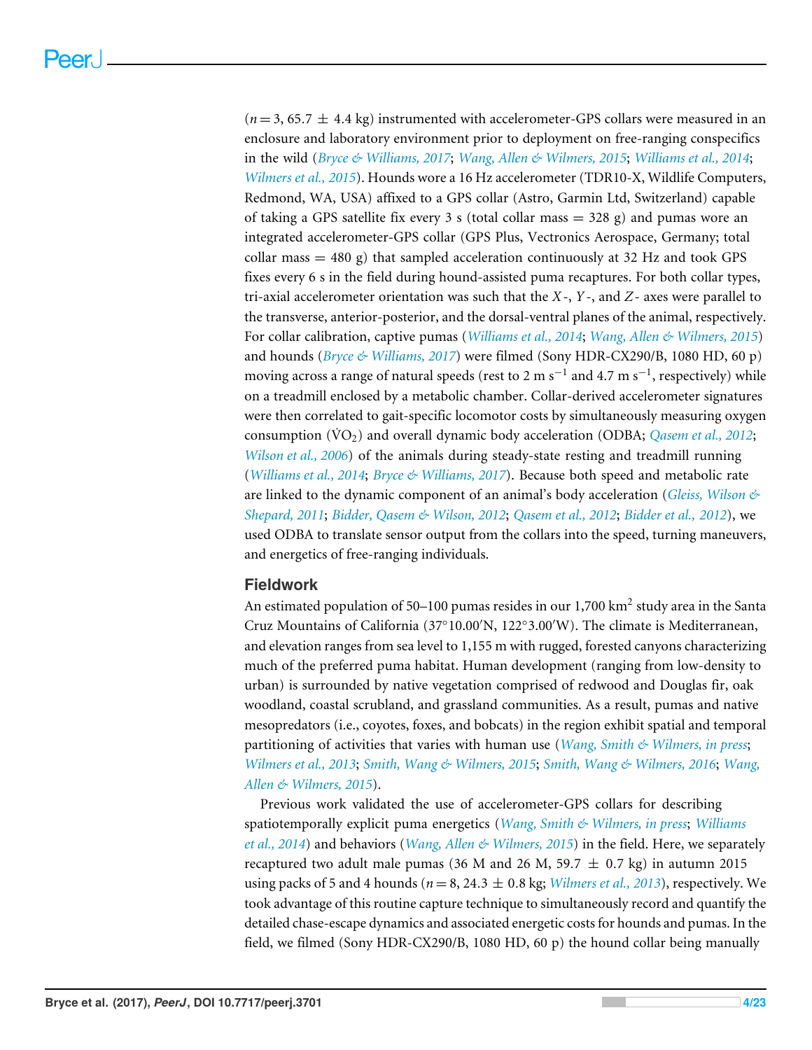($n = 3$, 65.7 ± 4.4 kg) instrumented with accelerometer-GPS collars were measured in an enclosure and laboratory environment prior to deployment on free-ranging conspecifics in the wild (*Bryce & Williams, 2017*; *Wang, Allen & Wilmers, 2015*; *Williams et al., 2014*; *Wilmers et al., 2015*). Hounds wore a 16 Hz accelerometer (TDR10-X, Wildlife Computers, Redmond, WA, USA) affixed to a GPS collar (Astro, Garmin Ltd, Switzerland) capable of taking a GPS satellite fix every 3 s (total collar mass = 328 g) and pumas wore an integrated accelerometer-GPS collar (GPS Plus, Vectronics Aerospace, Germany; total collar mass = 480 g) that sampled acceleration continuously at 32 Hz and took GPS fixes every 6 s in the field during hound-assisted puma recaptures. For both collar types, tri-axial accelerometer orientation was such that the $X$-, $Y$-, and $Z$- axes were parallel to the transverse, anterior-posterior, and the dorsal-ventral planes of the animal, respectively. For collar calibration, captive pumas (*Williams et al., 2014*; *Wang, Allen & Wilmers, 2015*) and hounds (*Bryce & Williams, 2017*) were filmed (Sony HDR-CX290/B, 1080 HD, 60 p) moving across a range of natural speeds (rest to 2 m s$^{-1}$ and 4.7 m s$^{-1}$, respectively) while on a treadmill enclosed by a metabolic chamber. Collar-derived accelerometer signatures were then correlated to gait-specific locomotor costs by simultaneously measuring oxygen consumption ($\dot{V}O_2$) and overall dynamic body acceleration (ODBA; *Qasem et al., 2012*; *Wilson et al., 2006*) of the animals during steady-state resting and treadmill running (*Williams et al., 2014*; *Bryce & Williams, 2017*). Because both speed and metabolic rate are linked to the dynamic component of an animal's body acceleration (*Gleiss, Wilson & Shepard, 2011*; *Bidder, Qasem & Wilson, 2012*; *Qasem et al., 2012*; *Bidder et al., 2012*), we used ODBA to translate sensor output from the collars into the speed, turning maneuvers, and energetics of free-ranging individuals.

## Fieldwork

An estimated population of 50–100 pumas resides in our 1,700 km$^2$ study area in the Santa Cruz Mountains of California (37°10.00′N, 122°3.00′W). The climate is Mediterranean, and elevation ranges from sea level to 1,155 m with rugged, forested canyons characterizing much of the preferred puma habitat. Human development (ranging from low-density to urban) is surrounded by native vegetation comprised of redwood and Douglas fir, oak woodland, coastal scrubland, and grassland communities. As a result, pumas and native mesopredators (i.e., coyotes, foxes, and bobcats) in the region exhibit spatial and temporal partitioning of activities that varies with human use (*Wang, Smith & Wilmers, in press*; *Wilmers et al., 2013*; *Smith, Wang & Wilmers, 2015*; *Smith, Wang & Wilmers, 2016*; *Wang, Allen & Wilmers, 2015*).

Previous work validated the use of accelerometer-GPS collars for describing spatiotemporally explicit puma energetics (*Wang, Smith & Wilmers, in press*; *Williams et al., 2014*) and behaviors (*Wang, Allen & Wilmers, 2015*) in the field. Here, we separately recaptured two adult male pumas (36 M and 26 M, 59.7 ± 0.7 kg) in autumn 2015 using packs of 5 and 4 hounds ($n = 8$, 24.3 ± 0.8 kg; *Wilmers et al., 2013*), respectively. We took advantage of this routine capture technique to simultaneously record and quantify the detailed chase-escape dynamics and associated energetic costs for hounds and pumas. In the field, we filmed (Sony HDR-CX290/B, 1080 HD, 60 p) the hound collar being manually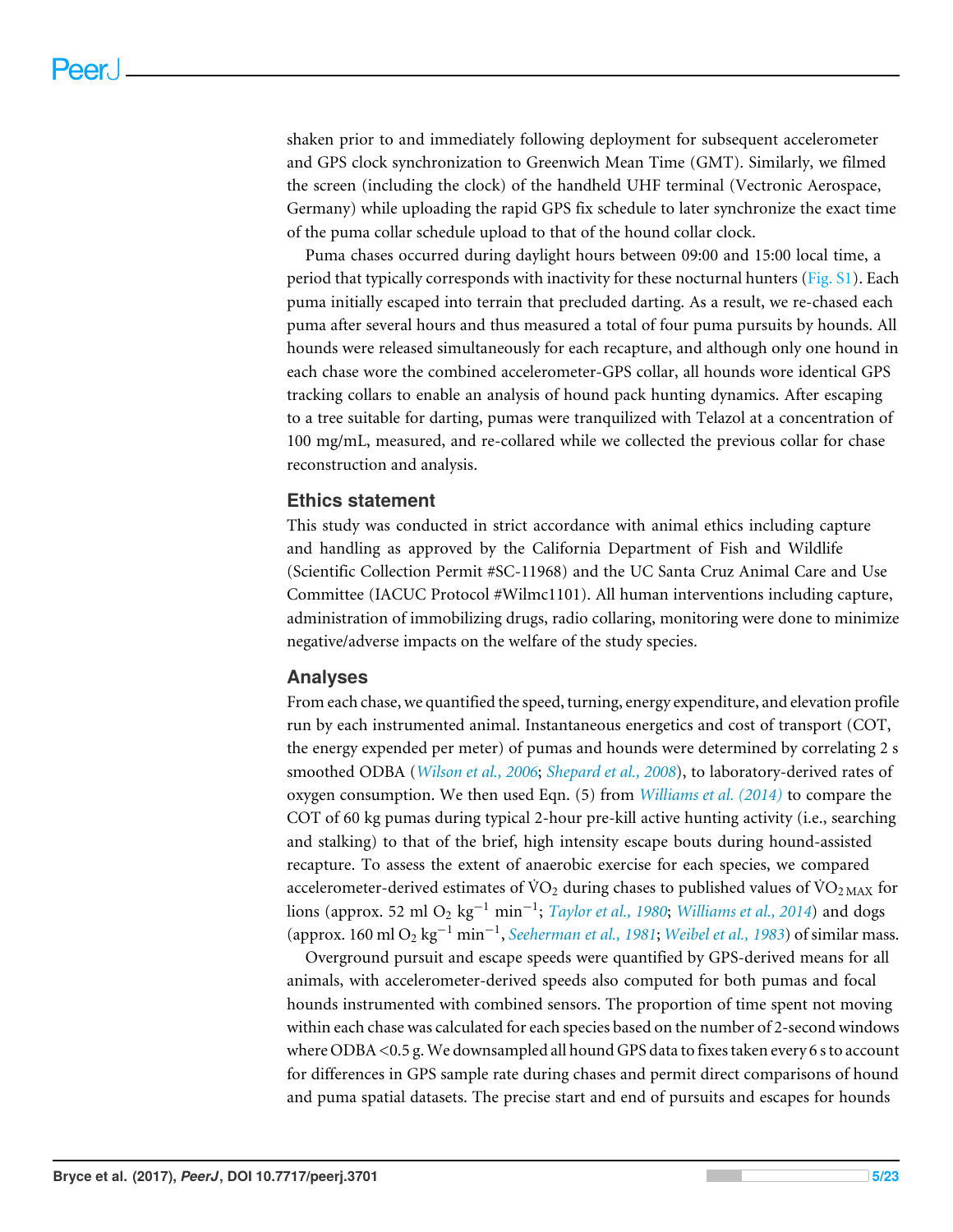shaken prior to and immediately following deployment for subsequent accelerometer and GPS clock synchronization to Greenwich Mean Time (GMT). Similarly, we filmed the screen (including the clock) of the handheld UHF terminal (Vectronic Aerospace, Germany) while uploading the rapid GPS fix schedule to later synchronize the exact time of the puma collar schedule upload to that of the hound collar clock.

Puma chases occurred during daylight hours between 09:00 and 15:00 local time, a period that typically corresponds with inactivity for these nocturnal hunters (Fig. S1). Each puma initially escaped into terrain that precluded darting. As a result, we re-chased each puma after several hours and thus measured a total of four puma pursuits by hounds. All hounds were released simultaneously for each recapture, and although only one hound in each chase wore the combined accelerometer-GPS collar, all hounds wore identical GPS tracking collars to enable an analysis of hound pack hunting dynamics. After escaping to a tree suitable for darting, pumas were tranquilized with Telazol at a concentration of 100 mg/mL, measured, and re-collared while we collected the previous collar for chase reconstruction and analysis.

## Ethics statement

This study was conducted in strict accordance with animal ethics including capture and handling as approved by the California Department of Fish and Wildlife (Scientific Collection Permit #SC-11968) and the UC Santa Cruz Animal Care and Use Committee (IACUC Protocol #Wilmc1101). All human interventions including capture, administration of immobilizing drugs, radio collaring, monitoring were done to minimize negative/adverse impacts on the welfare of the study species.

## Analyses

From each chase, we quantified the speed, turning, energy expenditure, and elevation profile run by each instrumented animal. Instantaneous energetics and cost of transport (COT, the energy expended per meter) of pumas and hounds were determined by correlating 2 s smoothed ODBA (*Wilson et al., 2006*; *Shepard et al., 2008*), to laboratory-derived rates of oxygen consumption. We then used Eqn. (5) from *Williams et al. (2014)* to compare the COT of 60 kg pumas during typical 2-hour pre-kill active hunting activity (i.e., searching and stalking) to that of the brief, high intensity escape bouts during hound-assisted recapture. To assess the extent of anaerobic exercise for each species, we compared accelerometer-derived estimates of $\dot{V}O_2$ during chases to published values of $\dot{V}O_{2\,MAX}$ for lions (approx. 52 ml $O_2$ $kg^{-1}$ $min^{-1}$; *Taylor et al., 1980*; *Williams et al., 2014*) and dogs (approx. 160 ml $O_2$ $kg^{-1}$ $min^{-1}$, *Seeherman et al., 1981*; *Weibel et al., 1983*) of similar mass.

Overground pursuit and escape speeds were quantified by GPS-derived means for all animals, with accelerometer-derived speeds also computed for both pumas and focal hounds instrumented with combined sensors. The proportion of time spent not moving within each chase was calculated for each species based on the number of 2-second windows where ODBA <0.5 g. We downsampled all hound GPS data to fixes taken every 6 s to account for differences in GPS sample rate during chases and permit direct comparisons of hound and puma spatial datasets. The precise start and end of pursuits and escapes for hounds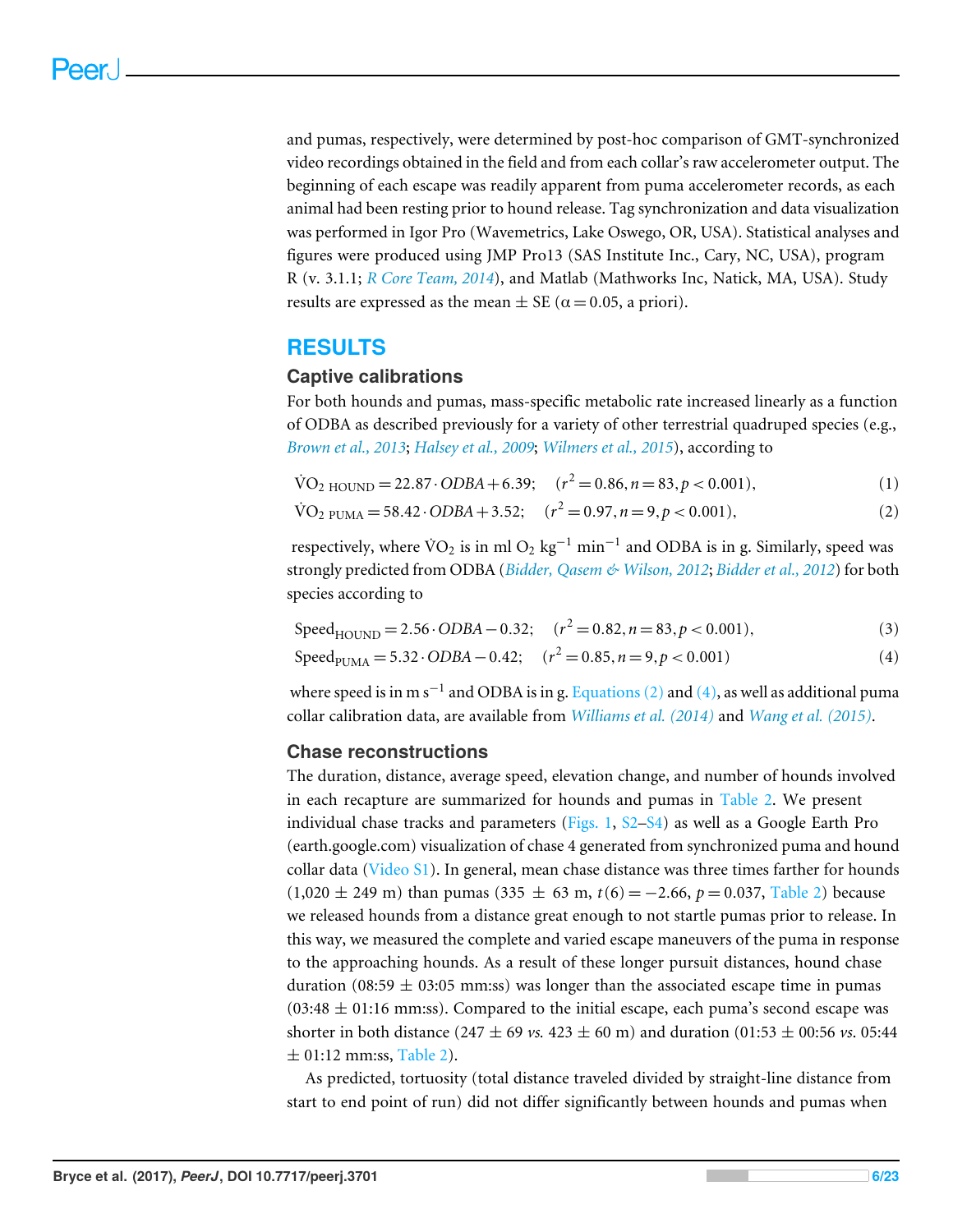and pumas, respectively, were determined by post-hoc comparison of GMT-synchronized video recordings obtained in the field and from each collar's raw accelerometer output. The beginning of each escape was readily apparent from puma accelerometer records, as each animal had been resting prior to hound release. Tag synchronization and data visualization was performed in Igor Pro (Wavemetrics, Lake Oswego, OR, USA). Statistical analyses and figures were produced using JMP Pro13 (SAS Institute Inc., Cary, NC, USA), program R (v. 3.1.1; *R Core Team, 2014*), and Matlab (Mathworks Inc, Natick, MA, USA). Study results are expressed as the mean ± SE ($\alpha = 0.05$, a priori).

## RESULTS

### Captive calibrations

For both hounds and pumas, mass-specific metabolic rate increased linearly as a function of ODBA as described previously for a variety of other terrestrial quadruped species (e.g., *Brown et al., 2013*; *Halsey et al., 2009*; *Wilmers et al., 2015*), according to

$$\dot{V}O_{2\ \mathrm{HOUND}} = 22.87 \cdot ODBA + 6.39; \quad (r^2 = 0.86, n = 83, p < 0.001), \tag{1}$$

$$\dot{V}O_{2\ \mathrm{PUMA}} = 58.42 \cdot ODBA + 3.52; \quad (r^2 = 0.97, n = 9, p < 0.001), \tag{2}$$

respectively, where $\dot{V}O_2$ is in ml $O_2$ kg$^{-1}$ min$^{-1}$ and ODBA is in g. Similarly, speed was strongly predicted from ODBA (*Bidder, Qasem & Wilson, 2012*; *Bidder et al., 2012*) for both species according to

$$\mathrm{Speed}_{\mathrm{HOUND}} = 2.56 \cdot ODBA - 0.32; \quad (r^2 = 0.82, n = 83, p < 0.001), \tag{3}$$

$$\mathrm{Speed}_{\mathrm{PUMA}} = 5.32 \cdot ODBA - 0.42; \quad (r^2 = 0.85, n = 9, p < 0.001) \tag{4}$$

where speed is in m s$^{-1}$ and ODBA is in g. Equations (2) and (4), as well as additional puma collar calibration data, are available from *Williams et al. (2014)* and *Wang et al. (2015)*.

### Chase reconstructions

The duration, distance, average speed, elevation change, and number of hounds involved in each recapture are summarized for hounds and pumas in Table 2. We present individual chase tracks and parameters (Figs. 1, S2–S4) as well as a Google Earth Pro (earth.google.com) visualization of chase 4 generated from synchronized puma and hound collar data (Video S1). In general, mean chase distance was three times farther for hounds (1,020 ± 249 m) than pumas (335 ± 63 m, $t(6) = -2.66$, $p = 0.037$, Table 2) because we released hounds from a distance great enough to not startle pumas prior to release. In this way, we measured the complete and varied escape maneuvers of the puma in response to the approaching hounds. As a result of these longer pursuit distances, hound chase duration (08:59 ± 03:05 mm:ss) was longer than the associated escape time in pumas (03:48 ± 01:16 mm:ss). Compared to the initial escape, each puma's second escape was shorter in both distance (247 ± 69 *vs.* 423 ± 60 m) and duration (01:53 ± 00:56 *vs.* 05:44 ± 01:12 mm:ss, Table 2).

As predicted, tortuosity (total distance traveled divided by straight-line distance from start to end point of run) did not differ significantly between hounds and pumas when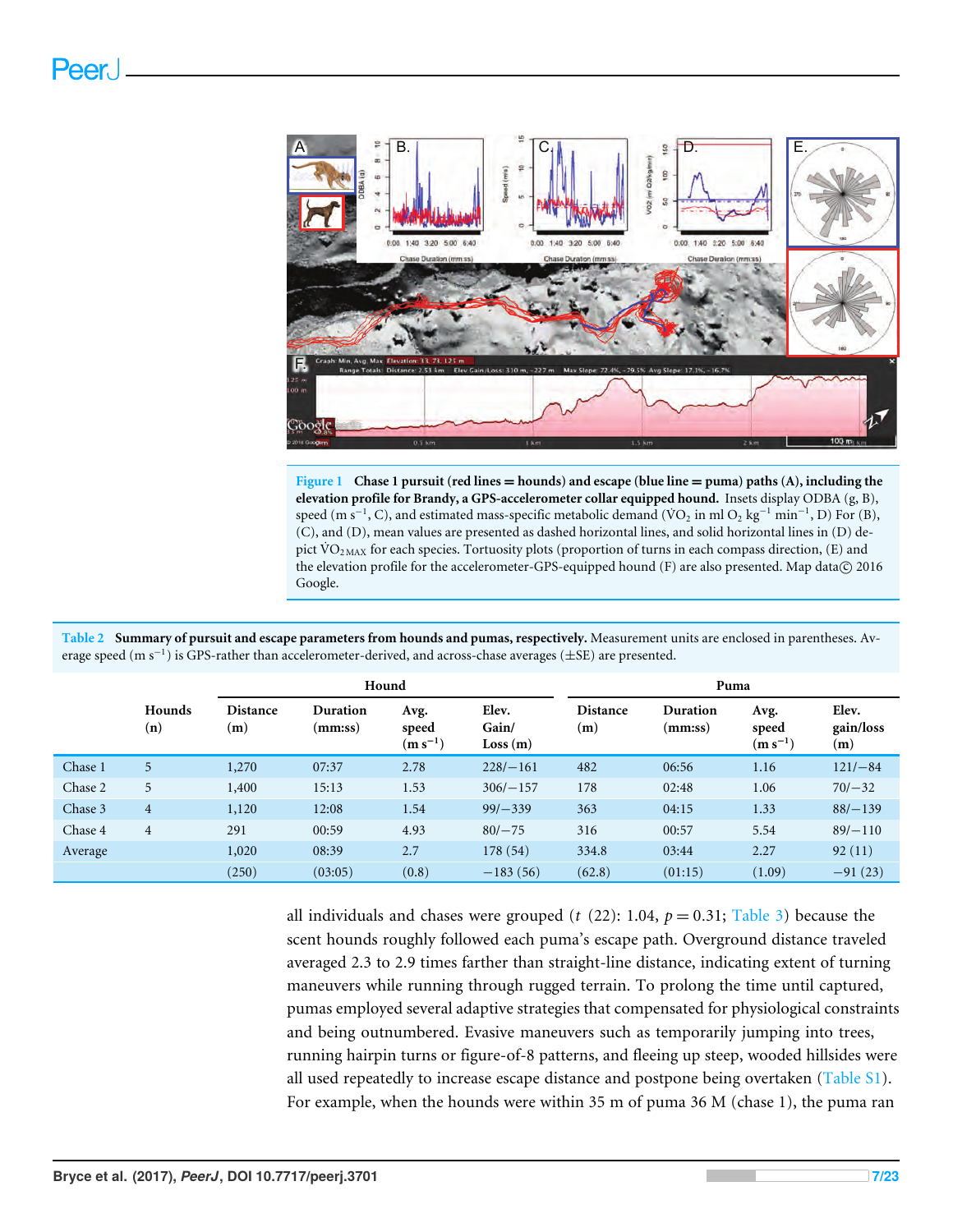Figure 1 Chase 1 pursuit (red lines = hounds) and escape (blue line = puma) paths (A), including the elevation profile for Brandy, a GPS-accelerometer collar equipped hound. Insets display ODBA (g, B), speed (m $s^{-1}$, C), and estimated mass-specific metabolic demand ($\dot{V}O_2$ in ml $O_2$ $kg^{-1}$ $min^{-1}$, D) For (B), (C), and (D), mean values are presented as dashed horizontal lines, and solid horizontal lines in (D) depict $\dot{V}O_{2MAX}$ for each species. Tortuosity plots (proportion of turns in each compass direction, (E) and the elevation profile for the accelerometer-GPS-equipped hound (F) are also presented. Map data© 2016 Google.

**Table 2 Summary of pursuit and escape parameters from hounds and pumas, respectively.** Measurement units are enclosed in parentheses. Average speed (m $s^{-1}$) is GPS-rather than accelerometer-derived, and across-chase averages (±SE) are presented.

| | | Hound | | | | Puma | | | |
|---|---|---|---|---|---|---|---|---|---|
| | Hounds (n) | Distance (m) | Duration (mm:ss) | Avg. speed (m $s^{-1}$) | Elev. Gain/ Loss (m) | Distance (m) | Duration (mm:ss) | Avg. speed (m $s^{-1}$) | Elev. gain/loss (m) |
| Chase 1 | 5 | 1,270 | 07:37 | 2.78 | 228/−161 | 482 | 06:56 | 1.16 | 121/−84 |
| Chase 2 | 5 | 1,400 | 15:13 | 1.53 | 306/−157 | 178 | 02:48 | 1.06 | 70/−32 |
| Chase 3 | 4 | 1,120 | 12:08 | 1.54 | 99/−339 | 363 | 04:15 | 1.33 | 88/−139 |
| Chase 4 | 4 | 291 | 00:59 | 4.93 | 80/−75 | 316 | 00:57 | 5.54 | 89/−110 |
| Average | | 1,020 | 08:39 | 2.7 | 178 (54) | 334.8 | 03:44 | 2.27 | 92 (11) |
| | | (250) | (03:05) | (0.8) | −183 (56) | (62.8) | (01:15) | (1.09) | −91 (23) |

all individuals and chases were grouped ($t$ (22): 1.04, $p = 0.31$; Table 3) because the scent hounds roughly followed each puma's escape path. Overground distance traveled averaged 2.3 to 2.9 times farther than straight-line distance, indicating extent of turning maneuvers while running through rugged terrain. To prolong the time until captured, pumas employed several adaptive strategies that compensated for physiological constraints and being outnumbered. Evasive maneuvers such as temporarily jumping into trees, running hairpin turns or figure-of-8 patterns, and fleeing up steep, wooded hillsides were all used repeatedly to increase escape distance and postpone being overtaken (Table S1). For example, when the hounds were within 35 m of puma 36 M (chase 1), the puma ran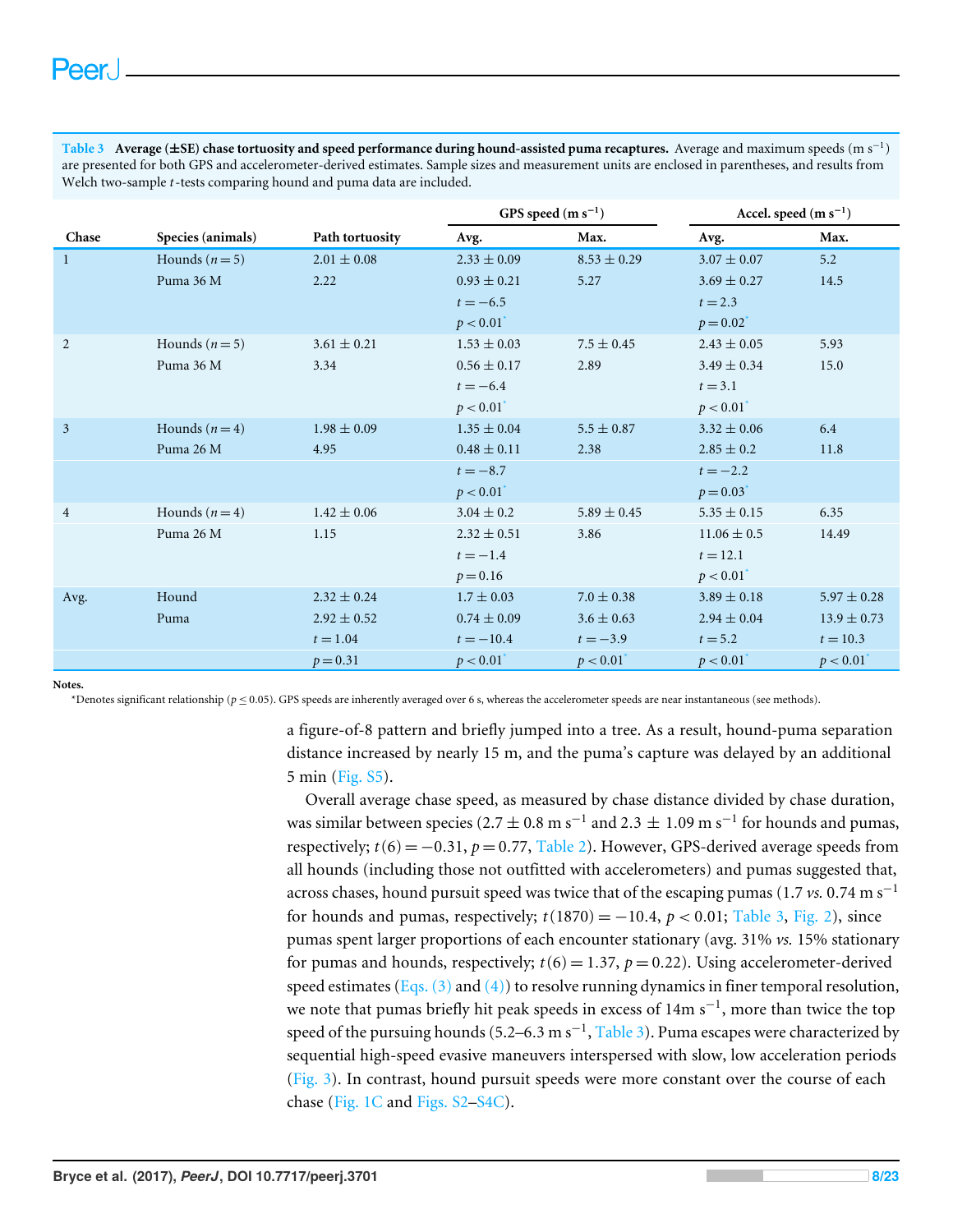**Table 3 Average (±SE) chase tortuosity and speed performance during hound-assisted puma recaptures.** Average and maximum speeds (m $s^{-1}$) are presented for both GPS and accelerometer-derived estimates. Sample sizes and measurement units are enclosed in parentheses, and results from Welch two-sample $t$-tests comparing hound and puma data are included.

| Chase | Species (animals) | Path tortuosity | GPS speed (m $s^{-1}$) Avg. | GPS speed (m $s^{-1}$) Max. | Accel. speed (m $s^{-1}$) Avg. | Accel. speed (m $s^{-1}$) Max. |
|---|---|---|---|---|---|---|
| 1 | Hounds ($n = 5$) | $2.01 \pm 0.08$ | $2.33 \pm 0.09$ | $8.53 \pm 0.29$ | $3.07 \pm 0.07$ | 5.2 |
| | Puma 36 M | 2.22 | $0.93 \pm 0.21$ | 5.27 | $3.69 \pm 0.27$ | 14.5 |
| | | | $t = -6.5$ | | $t = 2.3$ | |
| | | | $p < 0.01$* | | $p = 0.02$* | |
| 2 | Hounds ($n = 5$) | $3.61 \pm 0.21$ | $1.53 \pm 0.03$ | $7.5 \pm 0.45$ | $2.43 \pm 0.05$ | 5.93 |
| | Puma 36 M | 3.34 | $0.56 \pm 0.17$ | 2.89 | $3.49 \pm 0.34$ | 15.0 |
| | | | $t = -6.4$ | | $t = 3.1$ | |
| | | | $p < 0.01$* | | $p < 0.01$* | |
| 3 | Hounds ($n = 4$) | $1.98 \pm 0.09$ | $1.35 \pm 0.04$ | $5.5 \pm 0.87$ | $3.32 \pm 0.06$ | 6.4 |
| | Puma 26 M | 4.95 | $0.48 \pm 0.11$ | 2.38 | $2.85 \pm 0.2$ | 11.8 |
| | | | $t = -8.7$ | | $t = -2.2$ | |
| | | | $p < 0.01$* | | $p = 0.03$* | |
| 4 | Hounds ($n = 4$) | $1.42 \pm 0.06$ | $3.04 \pm 0.2$ | $5.89 \pm 0.45$ | $5.35 \pm 0.15$ | 6.35 |
| | Puma 26 M | 1.15 | $2.32 \pm 0.51$ | 3.86 | $11.06 \pm 0.5$ | 14.49 |
| | | | $t = -1.4$ | | $t = 12.1$ | |
| | | | $p = 0.16$ | | $p < 0.01$* | |
| Avg. | Hound | $2.32 \pm 0.24$ | $1.7 \pm 0.03$ | $7.0 \pm 0.38$ | $3.89 \pm 0.18$ | $5.97 \pm 0.28$ |
| | Puma | $2.92 \pm 0.52$ | $0.74 \pm 0.09$ | $3.6 \pm 0.63$ | $2.94 \pm 0.04$ | $13.9 \pm 0.73$ |
| | | $t = 1.04$ | $t = -10.4$ | $t = -3.9$ | $t = 5.2$ | $t = 10.3$ |
| | | $p = 0.31$ | $p < 0.01$* | $p < 0.01$* | $p < 0.01$* | $p < 0.01$* |

**Notes.**
*Denotes significant relationship ($p \leq 0.05$). GPS speeds are inherently averaged over 6 s, whereas the accelerometer speeds are near instantaneous (see methods).

a figure-of-8 pattern and briefly jumped into a tree. As a result, hound-puma separation distance increased by nearly 15 m, and the puma's capture was delayed by an additional 5 min (Fig. S5).

Overall average chase speed, as measured by chase distance divided by chase duration, was similar between species ($2.7 \pm 0.8$ m $s^{-1}$ and $2.3 \pm 1.09$ m $s^{-1}$ for hounds and pumas, respectively; $t(6) = -0.31$, $p = 0.77$, Table 2). However, GPS-derived average speeds from all hounds (including those not outfitted with accelerometers) and pumas suggested that, across chases, hound pursuit speed was twice that of the escaping pumas (1.7 *vs.* 0.74 m $s^{-1}$ for hounds and pumas, respectively; $t(1870) = -10.4$, $p < 0.01$; Table 3, Fig. 2), since pumas spent larger proportions of each encounter stationary (avg. 31% *vs.* 15% stationary for pumas and hounds, respectively; $t(6) = 1.37$, $p = 0.22$). Using accelerometer-derived speed estimates (Eqs. (3) and (4)) to resolve running dynamics in finer temporal resolution, we note that pumas briefly hit peak speeds in excess of 14m $s^{-1}$, more than twice the top speed of the pursuing hounds (5.2–6.3 m $s^{-1}$, Table 3). Puma escapes were characterized by sequential high-speed evasive maneuvers interspersed with slow, low acceleration periods (Fig. 3). In contrast, hound pursuit speeds were more constant over the course of each chase (Fig. 1C and Figs. S2–S4C).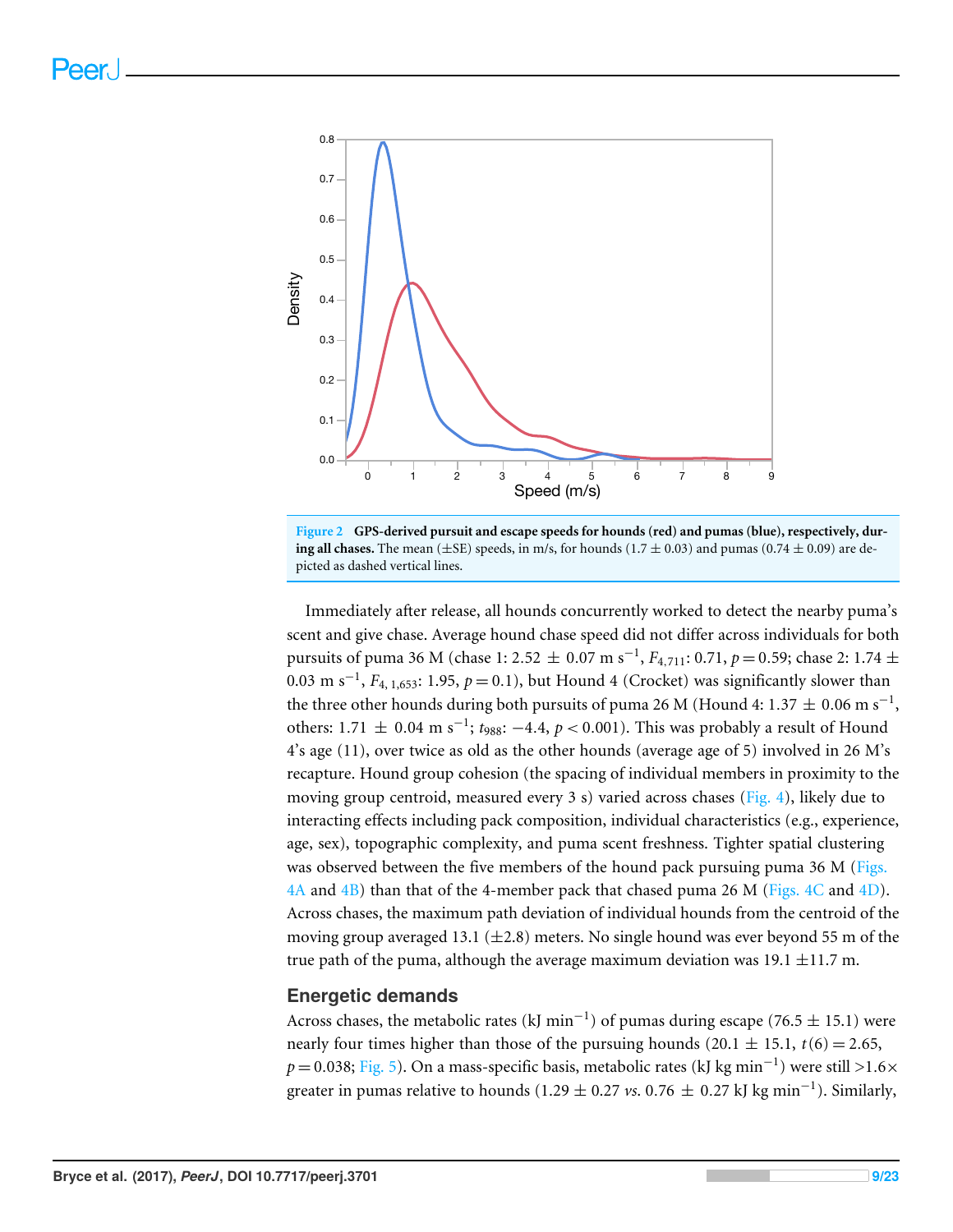**Figure 2 GPS-derived pursuit and escape speeds for hounds (red) and pumas (blue), respectively, during all chases.** The mean (±SE) speeds, in m/s, for hounds (1.7 ± 0.03) and pumas (0.74 ± 0.09) are depicted as dashed vertical lines.

Immediately after release, all hounds concurrently worked to detect the nearby puma's scent and give chase. Average hound chase speed did not differ across individuals for both pursuits of puma 36 M (chase 1: 2.52 ± 0.07 m $s^{-1}$, $F_{4,711}$: 0.71, $p = 0.59$; chase 2: 1.74 ± 0.03 m $s^{-1}$, $F_{4,1,653}$: 1.95, $p = 0.1$), but Hound 4 (Crocket) was significantly slower than the three other hounds during both pursuits of puma 26 M (Hound 4: 1.37 ± 0.06 m $s^{-1}$, others: 1.71 ± 0.04 m $s^{-1}$; $t_{988}$: −4.4, $p < 0.001$). This was probably a result of Hound 4's age (11), over twice as old as the other hounds (average age of 5) involved in 26 M's recapture. Hound group cohesion (the spacing of individual members in proximity to the moving group centroid, measured every 3 s) varied across chases (Fig. 4), likely due to interacting effects including pack composition, individual characteristics (e.g., experience, age, sex), topographic complexity, and puma scent freshness. Tighter spatial clustering was observed between the five members of the hound pack pursuing puma 36 M (Figs. 4A and 4B) than that of the 4-member pack that chased puma 26 M (Figs. 4C and 4D). Across chases, the maximum path deviation of individual hounds from the centroid of the moving group averaged 13.1 (±2.8) meters. No single hound was ever beyond 55 m of the true path of the puma, although the average maximum deviation was 19.1 ±11.7 m.

## Energetic demands

Across chases, the metabolic rates (kJ $min^{-1}$) of pumas during escape (76.5 ± 15.1) were nearly four times higher than those of the pursuing hounds (20.1 ± 15.1, $t(6) = 2.65$, $p = 0.038$; Fig. 5). On a mass-specific basis, metabolic rates (kJ kg $min^{-1}$) were still >1.6× greater in pumas relative to hounds (1.29 ± 0.27 *vs.* 0.76 ± 0.27 kJ kg $min^{-1}$). Similarly,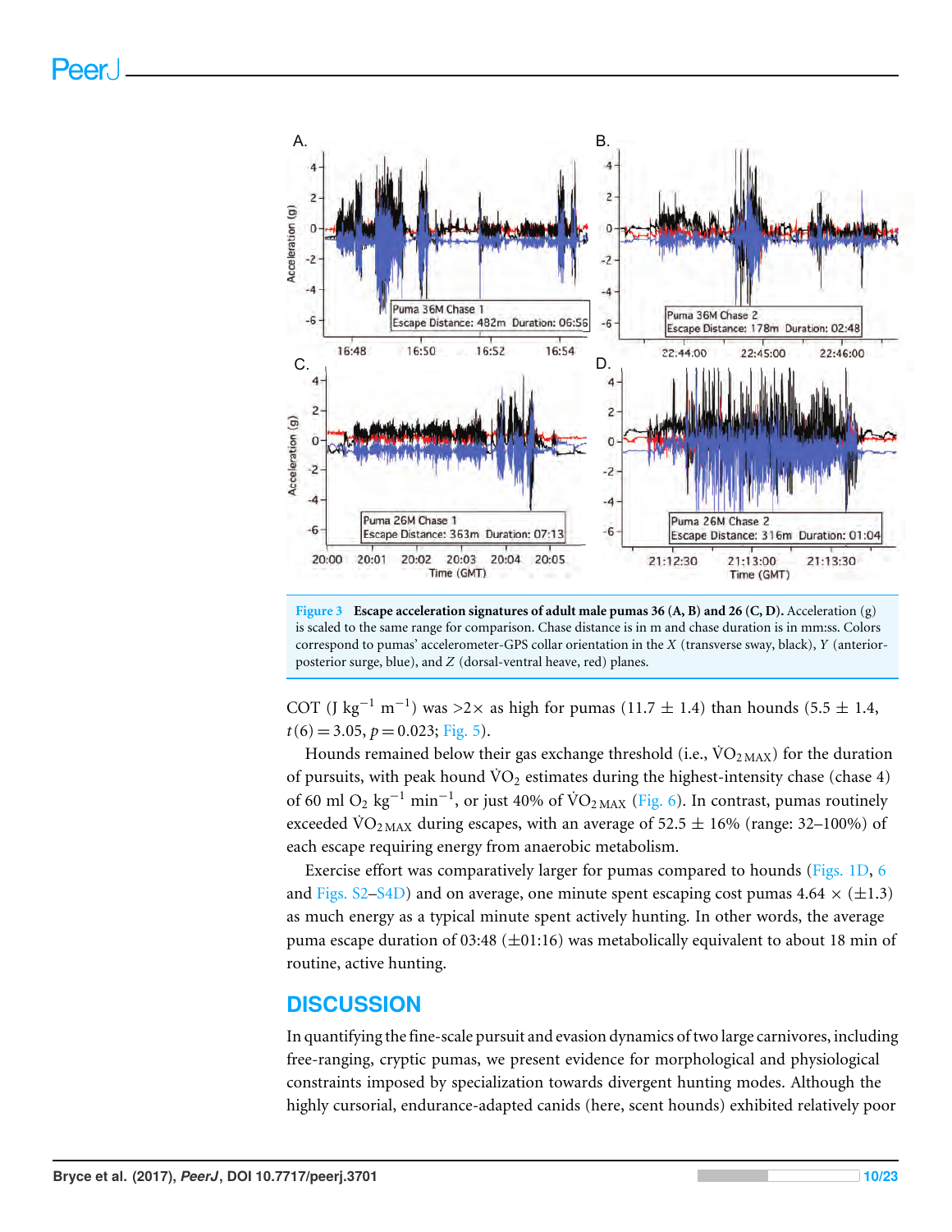**Figure 3** **Escape acceleration signatures of adult male pumas 36 (A, B) and 26 (C, D).** Acceleration (g) is scaled to the same range for comparison. Chase distance is in m and chase duration is in mm:ss. Colors correspond to pumas' accelerometer-GPS collar orientation in the *X* (transverse sway, black), *Y* (anterior-posterior surge, blue), and *Z* (dorsal-ventral heave, red) planes.

COT (J $kg^{-1}$ $m^{-1}$) was >2× as high for pumas (11.7 ± 1.4) than hounds (5.5 ± 1.4, $t(6) = 3.05$, $p = 0.023$; Fig. 5).

Hounds remained below their gas exchange threshold (i.e., $\dot{V}O_{2\,MAX}$) for the duration of pursuits, with peak hound $\dot{V}O_2$ estimates during the highest-intensity chase (chase 4) of 60 ml $O_2$ $kg^{-1}$ $min^{-1}$, or just 40% of $\dot{V}O_{2\,MAX}$ (Fig. 6). In contrast, pumas routinely exceeded $\dot{V}O_{2\,MAX}$ during escapes, with an average of 52.5 ± 16% (range: 32–100%) of each escape requiring energy from anaerobic metabolism.

Exercise effort was comparatively larger for pumas compared to hounds (Figs. 1D, 6 and Figs. S2–S4D) and on average, one minute spent escaping cost pumas 4.64 × (±1.3) as much energy as a typical minute spent actively hunting. In other words, the average puma escape duration of 03:48 (±01:16) was metabolically equivalent to about 18 min of routine, active hunting.

## DISCUSSION

In quantifying the fine-scale pursuit and evasion dynamics of two large carnivores, including free-ranging, cryptic pumas, we present evidence for morphological and physiological constraints imposed by specialization towards divergent hunting modes. Although the highly cursorial, endurance-adapted canids (here, scent hounds) exhibited relatively poor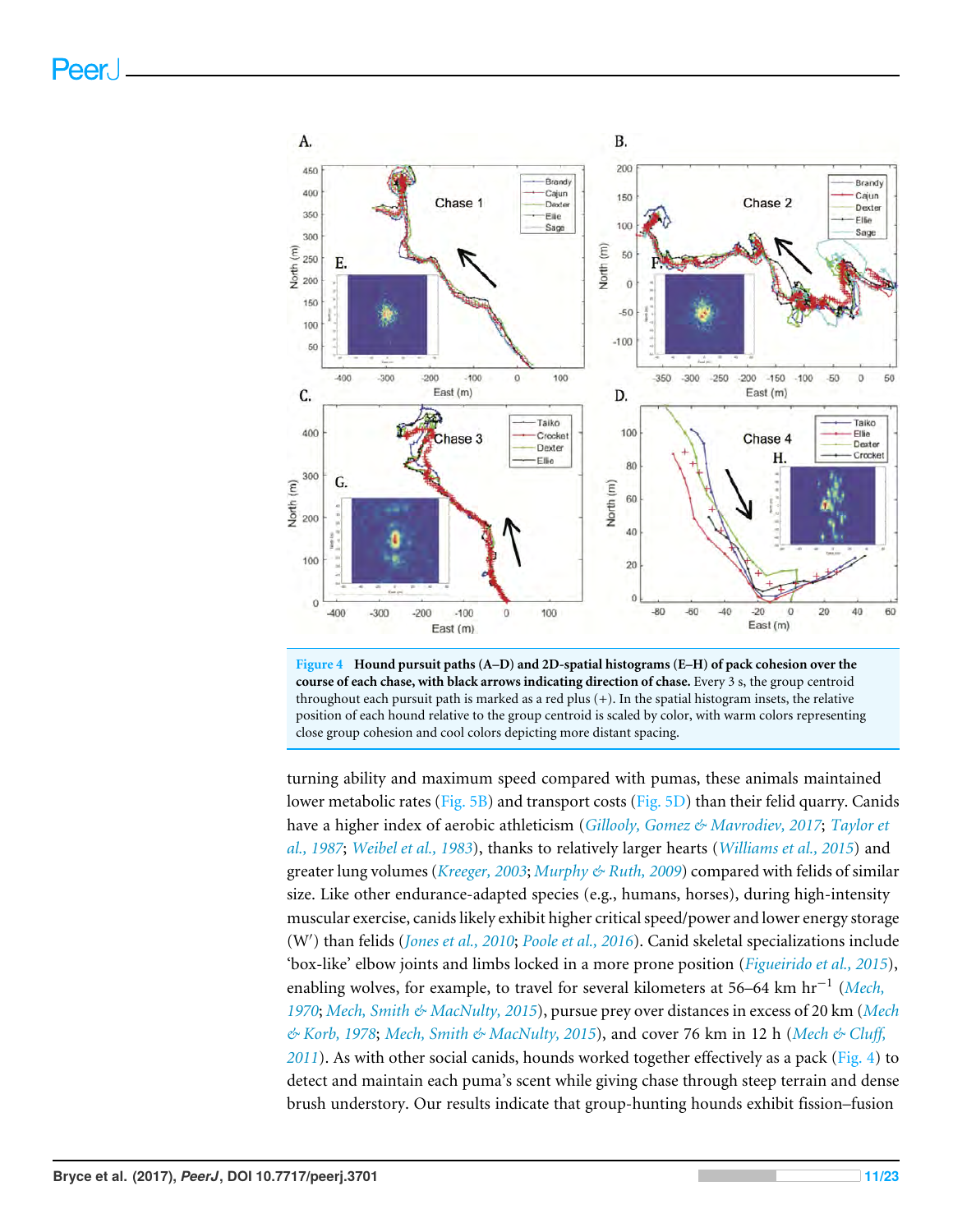**Figure 4 Hound pursuit paths (A–D) and 2D-spatial histograms (E–H) of pack cohesion over the course of each chase, with black arrows indicating direction of chase.** Every 3 s, the group centroid throughout each pursuit path is marked as a red plus (+). In the spatial histogram insets, the relative position of each hound relative to the group centroid is scaled by color, with warm colors representing close group cohesion and cool colors depicting more distant spacing.

turning ability and maximum speed compared with pumas, these animals maintained lower metabolic rates (Fig. 5B) and transport costs (Fig. 5D) than their felid quarry. Canids have a higher index of aerobic athleticism (*Gillooly, Gomez & Mavrodiev, 2017*; *Taylor et al., 1987*; *Weibel et al., 1983*), thanks to relatively larger hearts (*Williams et al., 2015*) and greater lung volumes (*Kreeger, 2003*; *Murphy & Ruth, 2009*) compared with felids of similar size. Like other endurance-adapted species (e.g., humans, horses), during high-intensity muscular exercise, canids likely exhibit higher critical speed/power and lower energy storage (W′) than felids (*Jones et al., 2010*; *Poole et al., 2016*). Canid skeletal specializations include 'box-like' elbow joints and limbs locked in a more prone position (*Figueirido et al., 2015*), enabling wolves, for example, to travel for several kilometers at 56–64 km $hr^{-1}$ (*Mech, 1970*; *Mech, Smith & MacNulty, 2015*), pursue prey over distances in excess of 20 km (*Mech & Korb, 1978*; *Mech, Smith & MacNulty, 2015*), and cover 76 km in 12 h (*Mech & Cluff, 2011*). As with other social canids, hounds worked together effectively as a pack (Fig. 4) to detect and maintain each puma's scent while giving chase through steep terrain and dense brush understory. Our results indicate that group-hunting hounds exhibit fission–fusion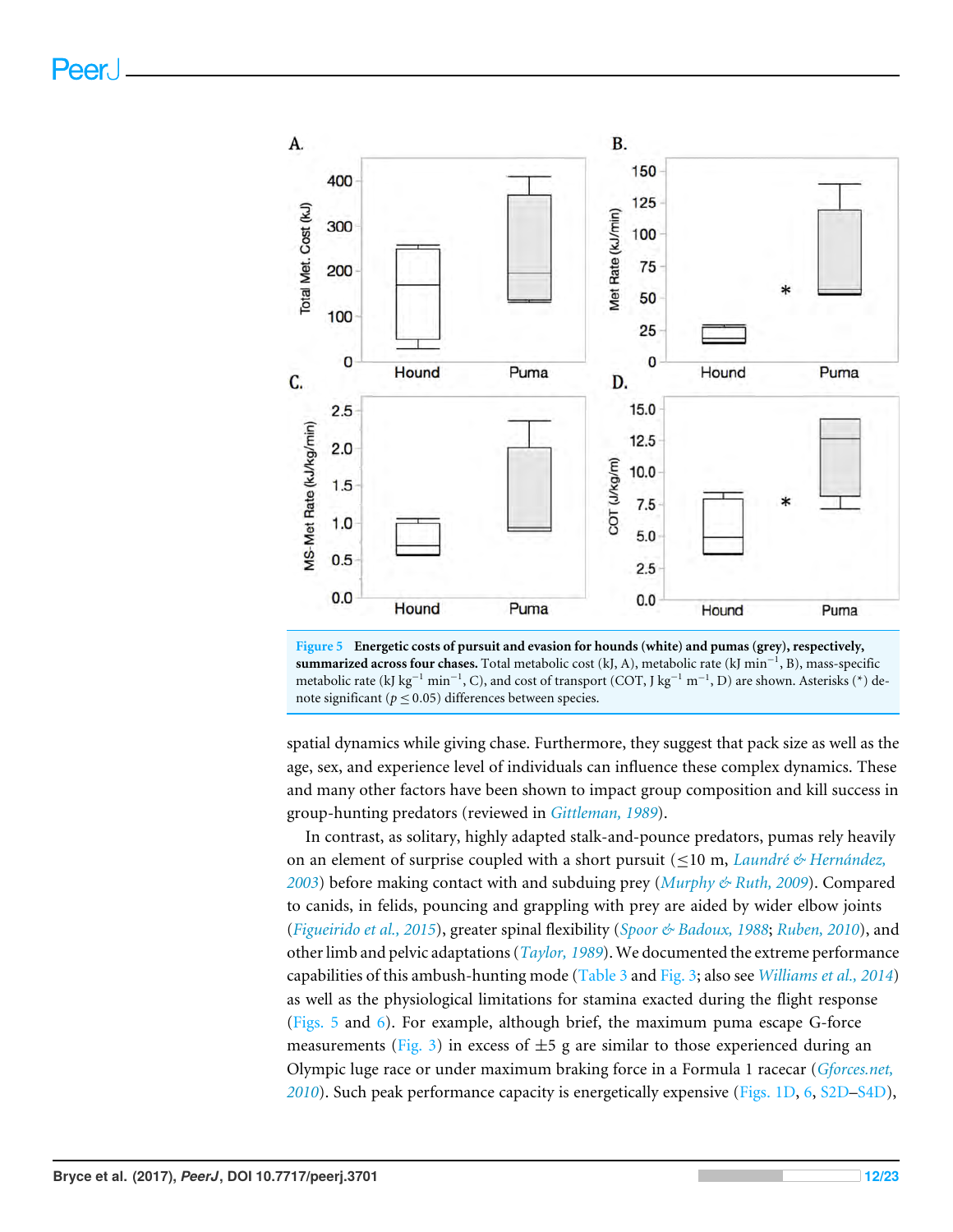**Figure 5 Energetic costs of pursuit and evasion for hounds (white) and pumas (grey), respectively, summarized across four chases.** Total metabolic cost (kJ, A), metabolic rate (kJ min$^{-1}$, B), mass-specific metabolic rate (kJ kg$^{-1}$ min$^{-1}$, C), and cost of transport (COT, J kg$^{-1}$ m$^{-1}$, D) are shown. Asterisks (*) denote significant ($p \leq 0.05$) differences between species.

spatial dynamics while giving chase. Furthermore, they suggest that pack size as well as the age, sex, and experience level of individuals can influence these complex dynamics. These and many other factors have been shown to impact group composition and kill success in group-hunting predators (reviewed in *Gittleman, 1989*).

In contrast, as solitary, highly adapted stalk-and-pounce predators, pumas rely heavily on an element of surprise coupled with a short pursuit (≤10 m, *Laundré & Hernández, 2003*) before making contact with and subduing prey (*Murphy & Ruth, 2009*). Compared to canids, in felids, pouncing and grappling with prey are aided by wider elbow joints (*Figueirido et al., 2015*), greater spinal flexibility (*Spoor & Badoux, 1988*; *Ruben, 2010*), and other limb and pelvic adaptations (*Taylor, 1989*). We documented the extreme performance capabilities of this ambush-hunting mode (Table 3 and Fig. 3; also see *Williams et al., 2014*) as well as the physiological limitations for stamina exacted during the flight response (Figs. 5 and 6). For example, although brief, the maximum puma escape G-force measurements (Fig. 3) in excess of ±5 g are similar to those experienced during an Olympic luge race or under maximum braking force in a Formula 1 racecar (*Gforces.net, 2010*). Such peak performance capacity is energetically expensive (Figs. 1D, 6, S2D–S4D),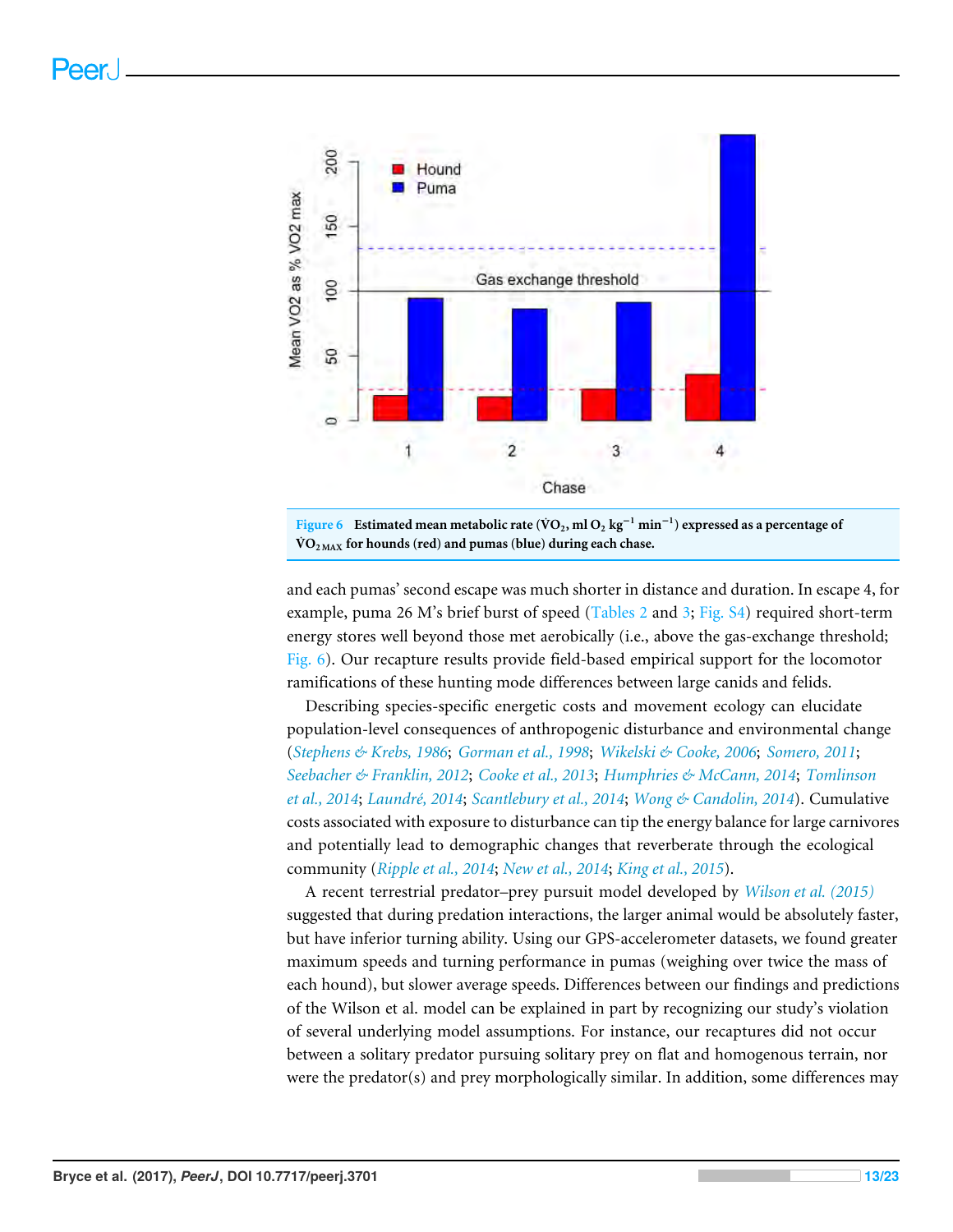**Figure 6** Estimated mean metabolic rate ($\dot{V}O_2$, ml $O_2$ $kg^{-1}$ $min^{-1}$) expressed as a percentage of $\dot{V}O_{2\,MAX}$ for hounds (red) and pumas (blue) during each chase.

and each pumas' second escape was much shorter in distance and duration. In escape 4, for example, puma 26 M's brief burst of speed (Tables 2 and 3; Fig. S4) required short-term energy stores well beyond those met aerobically (i.e., above the gas-exchange threshold; Fig. 6). Our recapture results provide field-based empirical support for the locomotor ramifications of these hunting mode differences between large canids and felids.

Describing species-specific energetic costs and movement ecology can elucidate population-level consequences of anthropogenic disturbance and environmental change (*Stephens & Krebs, 1986*; *Gorman et al., 1998*; *Wikelski & Cooke, 2006*; *Somero, 2011*; *Seebacher & Franklin, 2012*; *Cooke et al., 2013*; *Humphries & McCann, 2014*; *Tomlinson et al., 2014*; *Laundré, 2014*; *Scantlebury et al., 2014*; *Wong & Candolin, 2014*). Cumulative costs associated with exposure to disturbance can tip the energy balance for large carnivores and potentially lead to demographic changes that reverberate through the ecological community (*Ripple et al., 2014*; *New et al., 2014*; *King et al., 2015*).

A recent terrestrial predator–prey pursuit model developed by *Wilson et al. (2015)* suggested that during predation interactions, the larger animal would be absolutely faster, but have inferior turning ability. Using our GPS-accelerometer datasets, we found greater maximum speeds and turning performance in pumas (weighing over twice the mass of each hound), but slower average speeds. Differences between our findings and predictions of the Wilson et al. model can be explained in part by recognizing our study's violation of several underlying model assumptions. For instance, our recaptures did not occur between a solitary predator pursuing solitary prey on flat and homogenous terrain, nor were the predator(s) and prey morphologically similar. In addition, some differences may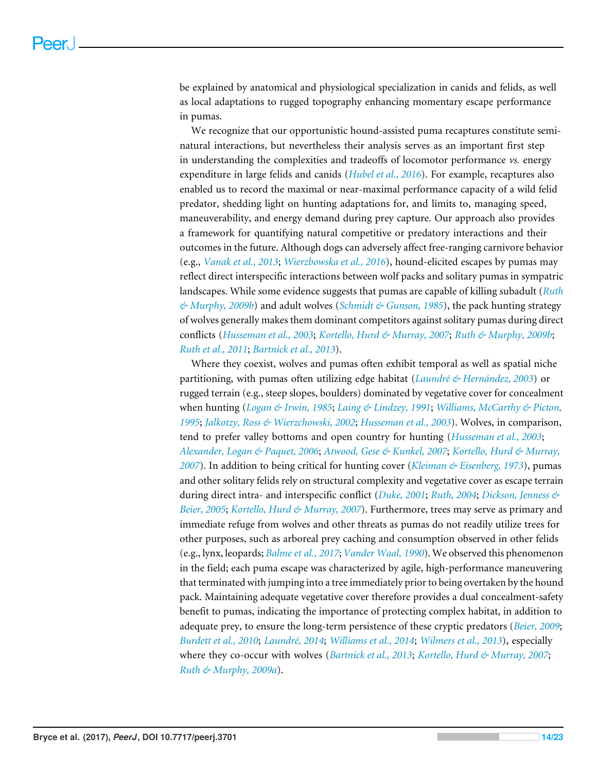be explained by anatomical and physiological specialization in canids and felids, as well as local adaptations to rugged topography enhancing momentary escape performance in pumas.

We recognize that our opportunistic hound-assisted puma recaptures constitute semi-natural interactions, but nevertheless their analysis serves as an important first step in understanding the complexities and tradeoffs of locomotor performance *vs.* energy expenditure in large felids and canids (*Hubel et al., 2016*). For example, recaptures also enabled us to record the maximal or near-maximal performance capacity of a wild felid predator, shedding light on hunting adaptations for, and limits to, managing speed, maneuverability, and energy demand during prey capture. Our approach also provides a framework for quantifying natural competitive or predatory interactions and their outcomes in the future. Although dogs can adversely affect free-ranging carnivore behavior (e.g., *Vanak et al., 2013*; *Wierzbowska et al., 2016*), hound-elicited escapes by pumas may reflect direct interspecific interactions between wolf packs and solitary pumas in sympatric landscapes. While some evidence suggests that pumas are capable of killing subadult (*Ruth & Murphy, 2009b*) and adult wolves (*Schmidt & Gunson, 1985*), the pack hunting strategy of wolves generally makes them dominant competitors against solitary pumas during direct conflicts (*Husseman et al., 2003*; *Kortello, Hurd & Murray, 2007*; *Ruth & Murphy, 2009b*; *Ruth et al., 2011*; *Bartnick et al., 2013*).

Where they coexist, wolves and pumas often exhibit temporal as well as spatial niche partitioning, with pumas often utilizing edge habitat (*Laundré & Hernández, 2003*) or rugged terrain (e.g., steep slopes, boulders) dominated by vegetative cover for concealment when hunting (*Logan & Irwin, 1985*; *Laing & Lindzey, 1991*; *Williams, McCarthy & Picton, 1995*; *Jalkotzy, Ross & Wierzchowski, 2002*; *Husseman et al., 2003*). Wolves, in comparison, tend to prefer valley bottoms and open country for hunting (*Husseman et al., 2003*; *Alexander, Logan & Paquet, 2006*; *Atwood, Gese & Kunkel, 2007*; *Kortello, Hurd & Murray, 2007*). In addition to being critical for hunting cover (*Kleiman & Eisenberg, 1973*), pumas and other solitary felids rely on structural complexity and vegetative cover as escape terrain during direct intra- and interspecific conflict (*Duke, 2001*; *Ruth, 2004*; *Dickson, Jenness & Beier, 2005*; *Kortello, Hurd & Murray, 2007*). Furthermore, trees may serve as primary and immediate refuge from wolves and other threats as pumas do not readily utilize trees for other purposes, such as arboreal prey caching and consumption observed in other felids (e.g., lynx, leopards; *Balme et al., 2017*; *Vander Waal, 1990*). We observed this phenomenon in the field; each puma escape was characterized by agile, high-performance maneuvering that terminated with jumping into a tree immediately prior to being overtaken by the hound pack. Maintaining adequate vegetative cover therefore provides a dual concealment-safety benefit to pumas, indicating the importance of protecting complex habitat, in addition to adequate prey, to ensure the long-term persistence of these cryptic predators (*Beier, 2009*; *Burdett et al., 2010*; *Laundré, 2014*; *Williams et al., 2014*; *Wilmers et al., 2013*), especially where they co-occur with wolves (*Bartnick et al., 2013*; *Kortello, Hurd & Murray, 2007*; *Ruth & Murphy, 2009a*).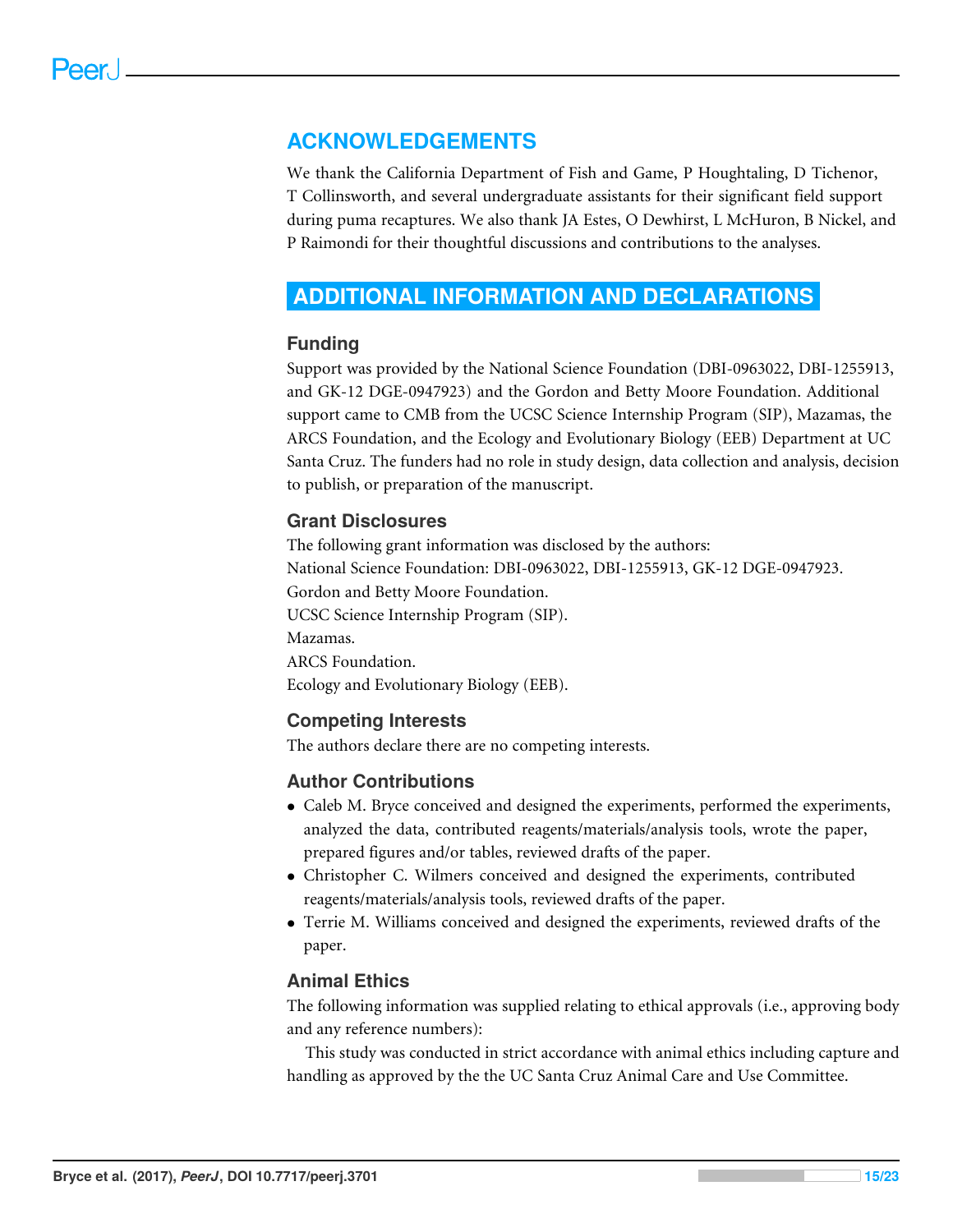## ACKNOWLEDGEMENTS

We thank the California Department of Fish and Game, P Houghtaling, D Tichenor, T Collinsworth, and several undergraduate assistants for their significant field support during puma recaptures. We also thank JA Estes, O Dewhirst, L McHuron, B Nickel, and P Raimondi for their thoughtful discussions and contributions to the analyses.

## ADDITIONAL INFORMATION AND DECLARATIONS

### Funding

Support was provided by the National Science Foundation (DBI-0963022, DBI-1255913, and GK-12 DGE-0947923) and the Gordon and Betty Moore Foundation. Additional support came to CMB from the UCSC Science Internship Program (SIP), Mazamas, the ARCS Foundation, and the Ecology and Evolutionary Biology (EEB) Department at UC Santa Cruz. The funders had no role in study design, data collection and analysis, decision to publish, or preparation of the manuscript.

### Grant Disclosures

The following grant information was disclosed by the authors:
National Science Foundation: DBI-0963022, DBI-1255913, GK-12 DGE-0947923.
Gordon and Betty Moore Foundation.
UCSC Science Internship Program (SIP).
Mazamas.
ARCS Foundation.
Ecology and Evolutionary Biology (EEB).

### Competing Interests

The authors declare there are no competing interests.

### Author Contributions

- Caleb M. Bryce conceived and designed the experiments, performed the experiments, analyzed the data, contributed reagents/materials/analysis tools, wrote the paper, prepared figures and/or tables, reviewed drafts of the paper.
- Christopher C. Wilmers conceived and designed the experiments, contributed reagents/materials/analysis tools, reviewed drafts of the paper.
- Terrie M. Williams conceived and designed the experiments, reviewed drafts of the paper.

### Animal Ethics

The following information was supplied relating to ethical approvals (i.e., approving body and any reference numbers):

This study was conducted in strict accordance with animal ethics including capture and handling as approved by the the UC Santa Cruz Animal Care and Use Committee.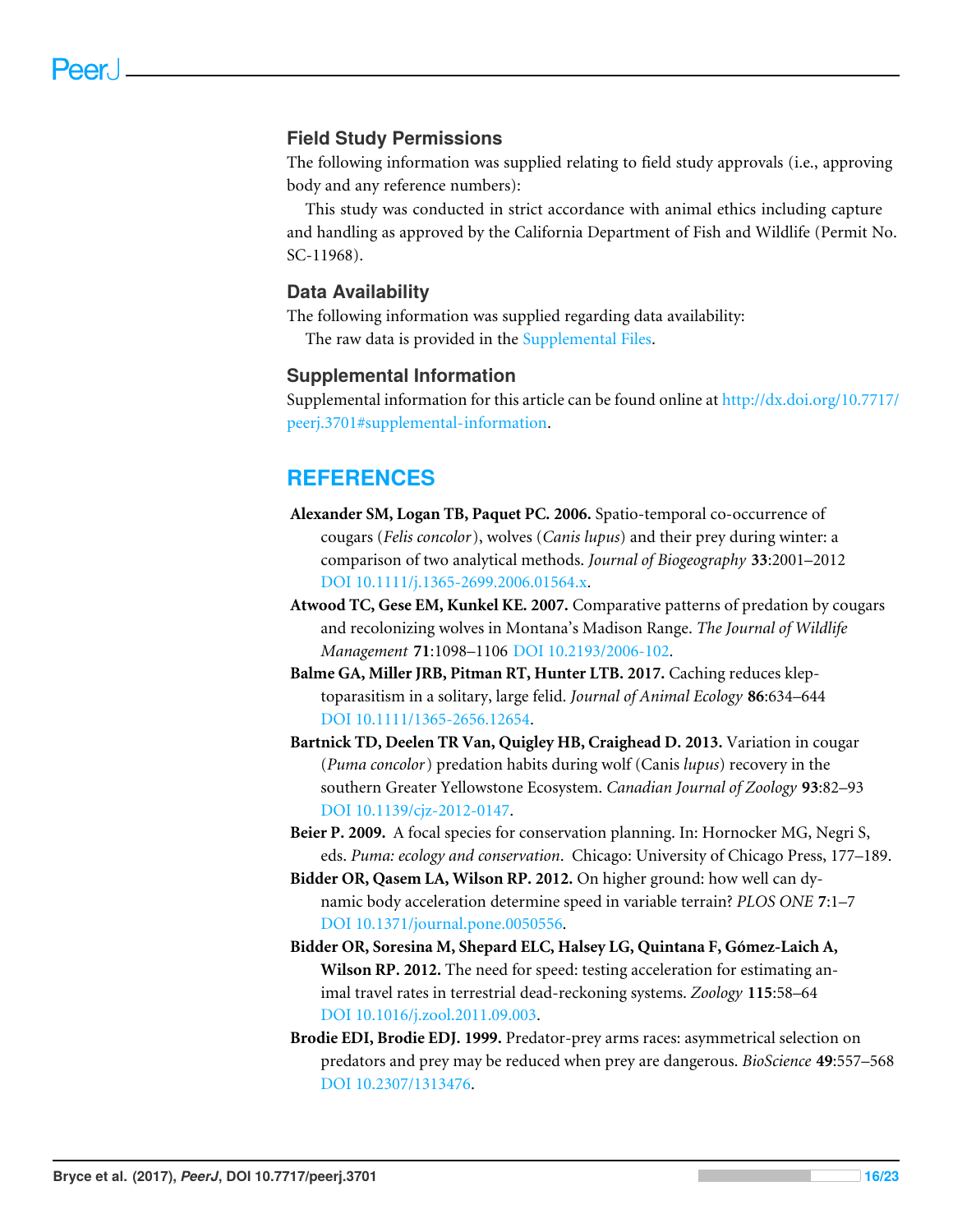### Field Study Permissions

The following information was supplied relating to field study approvals (i.e., approving body and any reference numbers):

This study was conducted in strict accordance with animal ethics including capture and handling as approved by the California Department of Fish and Wildlife (Permit No. SC-11968).

### Data Availability

The following information was supplied regarding data availability:

The raw data is provided in the Supplemental Files.

### Supplemental Information

Supplemental information for this article can be found online at http://dx.doi.org/10.7717/peerj.3701#supplemental-information.

## REFERENCES

**Alexander SM, Logan TB, Paquet PC. 2006.** Spatio-temporal co-occurrence of cougars (*Felis concolor*), wolves (*Canis lupus*) and their prey during winter: a comparison of two analytical methods. *Journal of Biogeography* **33**:2001–2012 DOI 10.1111/j.1365-2699.2006.01564.x.

**Atwood TC, Gese EM, Kunkel KE. 2007.** Comparative patterns of predation by cougars and recolonizing wolves in Montana's Madison Range. *The Journal of Wildlife Management* **71**:1098–1106 DOI 10.2193/2006-102.

**Balme GA, Miller JRB, Pitman RT, Hunter LTB. 2017.** Caching reduces kleptoparasitism in a solitary, large felid. *Journal of Animal Ecology* **86**:634–644 DOI 10.1111/1365-2656.12654.

**Bartnick TD, Deelen TR Van, Quigley HB, Craighead D. 2013.** Variation in cougar (*Puma concolor*) predation habits during wolf (Canis *lupus*) recovery in the southern Greater Yellowstone Ecosystem. *Canadian Journal of Zoology* **93**:82–93 DOI 10.1139/cjz-2012-0147.

**Beier P. 2009.** A focal species for conservation planning. In: Hornocker MG, Negri S, eds. *Puma: ecology and conservation*. Chicago: University of Chicago Press, 177–189.

**Bidder OR, Qasem LA, Wilson RP. 2012.** On higher ground: how well can dynamic body acceleration determine speed in variable terrain? *PLOS ONE* **7**:1–7 DOI 10.1371/journal.pone.0050556.

**Bidder OR, Soresina M, Shepard ELC, Halsey LG, Quintana F, Gómez-Laich A, Wilson RP. 2012.** The need for speed: testing acceleration for estimating animal travel rates in terrestrial dead-reckoning systems. *Zoology* **115**:58–64 DOI 10.1016/j.zool.2011.09.003.

**Brodie EDI, Brodie EDJ. 1999.** Predator-prey arms races: asymmetrical selection on predators and prey may be reduced when prey are dangerous. *BioScience* **49**:557–568 DOI 10.2307/1313476.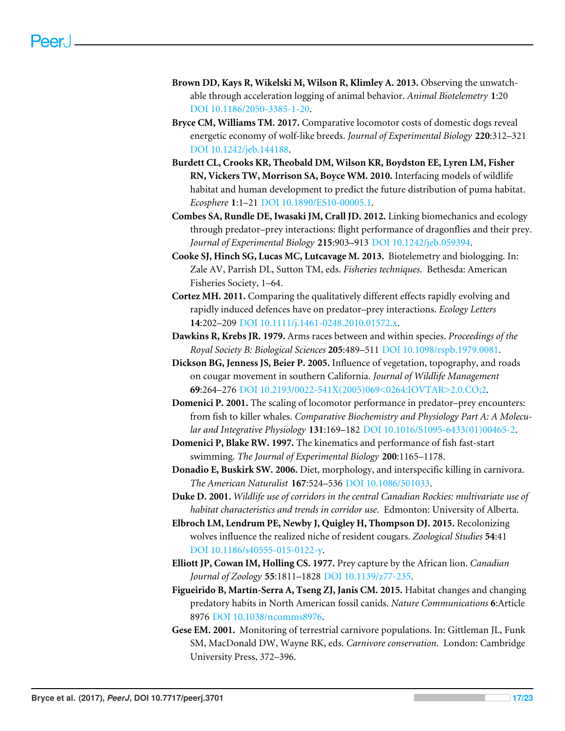**Brown DD, Kays R, Wikelski M, Wilson R, Klimley A. 2013.** Observing the unwatchable through acceleration logging of animal behavior. *Animal Biotelemetry* **1**:20 DOI 10.1186/2050-3385-1-20.

**Bryce CM, Williams TM. 2017.** Comparative locomotor costs of domestic dogs reveal energetic economy of wolf-like breeds. *Journal of Experimental Biology* **220**:312–321 DOI 10.1242/jeb.144188.

**Burdett CL, Crooks KR, Theobald DM, Wilson KR, Boydston EE, Lyren LM, Fisher RN, Vickers TW, Morrison SA, Boyce WM. 2010.** Interfacing models of wildlife habitat and human development to predict the future distribution of puma habitat. *Ecosphere* **1**:1–21 DOI 10.1890/ES10-00005.1.

**Combes SA, Rundle DE, Iwasaki JM, Crall JD. 2012.** Linking biomechanics and ecology through predator–prey interactions: flight performance of dragonflies and their prey. *Journal of Experimental Biology* **215**:903–913 DOI 10.1242/jeb.059394.

**Cooke SJ, Hinch SG, Lucas MC, Lutcavage M. 2013.** Biotelemetry and biologging. In: Zale AV, Parrish DL, Sutton TM, eds. *Fisheries techniques*. Bethesda: American Fisheries Society, 1–64.

**Cortez MH. 2011.** Comparing the qualitatively different effects rapidly evolving and rapidly induced defences have on predator–prey interactions. *Ecology Letters* **14**:202–209 DOI 10.1111/j.1461-0248.2010.01572.x.

**Dawkins R, Krebs JR. 1979.** Arms races between and within species. *Proceedings of the Royal Society B: Biological Sciences* **205**:489–511 DOI 10.1098/rspb.1979.0081.

**Dickson BG, Jenness JS, Beier P. 2005.** Influence of vegetation, topography, and roads on cougar movement in southern California. *Journal of Wildlife Management* **69**:264–276 DOI 10.2193/0022-541X(2005)069<0264:IOVTAR>2.0.CO;2.

**Domenici P. 2001.** The scaling of locomotor performance in predator–prey encounters: from fish to killer whales. *Comparative Biochemistry and Physiology Part A: A Molecular and Integrative Physiology* **131**:169–182 DOI 10.1016/S1095-6433(01)00465-2.

**Domenici P, Blake RW. 1997.** The kinematics and performance of fish fast-start swimming. *The Journal of Experimental Biology* **200**:1165–1178.

**Donadio E, Buskirk SW. 2006.** Diet, morphology, and interspecific killing in carnivora. *The American Naturalist* **167**:524–536 DOI 10.1086/501033.

**Duke D. 2001.** *Wildlife use of corridors in the central Canadian Rockies: multivariate use of habitat characteristics and trends in corridor use*. Edmonton: University of Alberta.

**Elbroch LM, Lendrum PE, Newby J, Quigley H, Thompson DJ. 2015.** Recolonizing wolves influence the realized niche of resident cougars. *Zoological Studies* **54**:41 DOI 10.1186/s40555-015-0122-y.

**Elliott JP, Cowan IM, Holling CS. 1977.** Prey capture by the African lion. *Canadian Journal of Zoology* **55**:1811–1828 DOI 10.1139/z77-235.

**Figueirido B, Martín-Serra A, Tseng ZJ, Janis CM. 2015.** Habitat changes and changing predatory habits in North American fossil canids. *Nature Communications* **6**:Article 8976 DOI 10.1038/ncomms8976.

**Gese EM. 2001.** Monitoring of terrestrial carnivore populations. In: Gittleman JL, Funk SM, MacDonald DW, Wayne RK, eds. *Carnivore conservation*. London: Cambridge University Press, 372–396.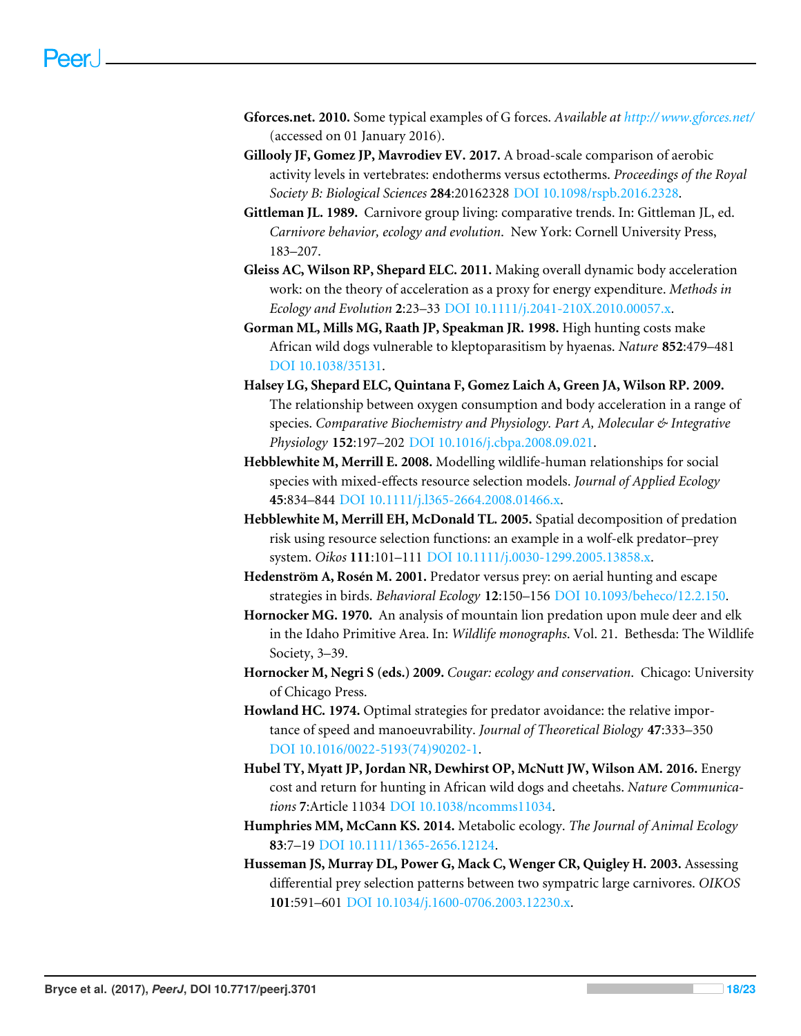**Gforces.net. 2010.** Some typical examples of G forces. *Available at http://www.gforces.net/* (accessed on 01 January 2016).

**Gillooly JF, Gomez JP, Mavrodiev EV. 2017.** A broad-scale comparison of aerobic activity levels in vertebrates: endotherms versus ectotherms. *Proceedings of the Royal Society B: Biological Sciences* **284**:20162328 DOI 10.1098/rspb.2016.2328.

**Gittleman JL. 1989.** Carnivore group living: comparative trends. In: Gittleman JL, ed. *Carnivore behavior, ecology and evolution*. New York: Cornell University Press, 183–207.

**Gleiss AC, Wilson RP, Shepard ELC. 2011.** Making overall dynamic body acceleration work: on the theory of acceleration as a proxy for energy expenditure. *Methods in Ecology and Evolution* **2**:23–33 DOI 10.1111/j.2041-210X.2010.00057.x.

**Gorman ML, Mills MG, Raath JP, Speakman JR. 1998.** High hunting costs make African wild dogs vulnerable to kleptoparasitism by hyaenas. *Nature* **852**:479–481 DOI 10.1038/35131.

**Halsey LG, Shepard ELC, Quintana F, Gomez Laich A, Green JA, Wilson RP. 2009.** The relationship between oxygen consumption and body acceleration in a range of species. *Comparative Biochemistry and Physiology. Part A, Molecular & Integrative Physiology* **152**:197–202 DOI 10.1016/j.cbpa.2008.09.021.

**Hebblewhite M, Merrill E. 2008.** Modelling wildlife-human relationships for social species with mixed-effects resource selection models. *Journal of Applied Ecology* **45**:834–844 DOI 10.1111/j.l365-2664.2008.01466.x.

**Hebblewhite M, Merrill EH, McDonald TL. 2005.** Spatial decomposition of predation risk using resource selection functions: an example in a wolf-elk predator–prey system. *Oikos* **111**:101–111 DOI 10.1111/j.0030-1299.2005.13858.x.

**Hedenström A, Rosén M. 2001.** Predator versus prey: on aerial hunting and escape strategies in birds. *Behavioral Ecology* **12**:150–156 DOI 10.1093/beheco/12.2.150.

**Hornocker MG. 1970.** An analysis of mountain lion predation upon mule deer and elk in the Idaho Primitive Area. In: *Wildlife monographs*. Vol. 21. Bethesda: The Wildlife Society, 3–39.

**Hornocker M, Negri S (eds.) 2009.** *Cougar: ecology and conservation*. Chicago: University of Chicago Press.

**Howland HC. 1974.** Optimal strategies for predator avoidance: the relative importance of speed and manoeuvrability. *Journal of Theoretical Biology* **47**:333–350 DOI 10.1016/0022-5193(74)90202-1.

**Hubel TY, Myatt JP, Jordan NR, Dewhirst OP, McNutt JW, Wilson AM. 2016.** Energy cost and return for hunting in African wild dogs and cheetahs. *Nature Communications* **7**:Article 11034 DOI 10.1038/ncomms11034.

**Humphries MM, McCann KS. 2014.** Metabolic ecology. *The Journal of Animal Ecology* **83**:7–19 DOI 10.1111/1365-2656.12124.

**Husseman JS, Murray DL, Power G, Mack C, Wenger CR, Quigley H. 2003.** Assessing differential prey selection patterns between two sympatric large carnivores. *OIKOS* **101**:591–601 DOI 10.1034/j.1600-0706.2003.12230.x.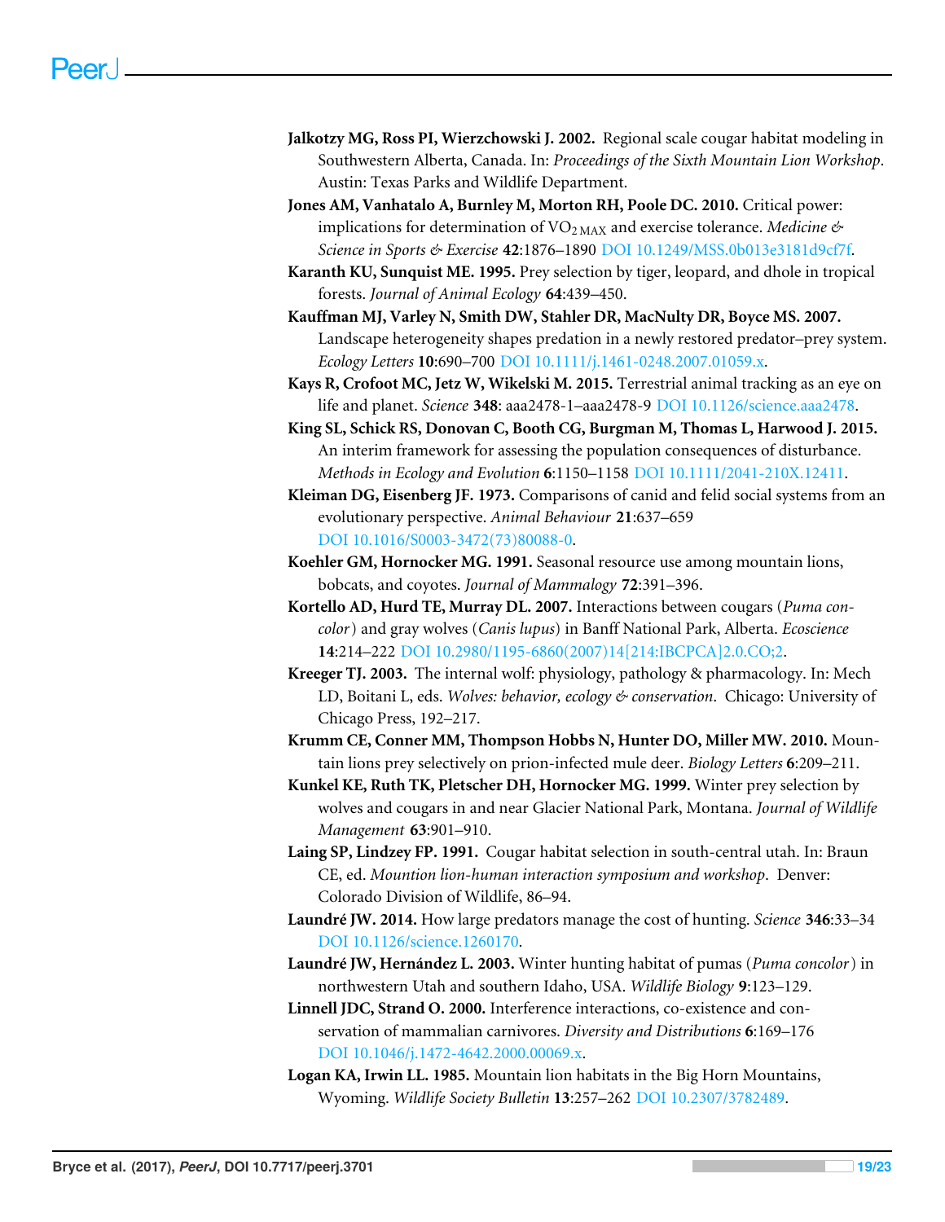**Jalkotzy MG, Ross PI, Wierzchowski J. 2002.** Regional scale cougar habitat modeling in Southwestern Alberta, Canada. In: *Proceedings of the Sixth Mountain Lion Workshop*. Austin: Texas Parks and Wildlife Department.

**Jones AM, Vanhatalo A, Burnley M, Morton RH, Poole DC. 2010.** Critical power: implications for determination of $VO_{2\,MAX}$ and exercise tolerance. *Medicine & Science in Sports & Exercise* **42**:1876–1890 DOI 10.1249/MSS.0b013e3181d9cf7f.

**Karanth KU, Sunquist ME. 1995.** Prey selection by tiger, leopard, and dhole in tropical forests. *Journal of Animal Ecology* **64**:439–450.

**Kauffman MJ, Varley N, Smith DW, Stahler DR, MacNulty DR, Boyce MS. 2007.** Landscape heterogeneity shapes predation in a newly restored predator–prey system. *Ecology Letters* **10**:690–700 DOI 10.1111/j.1461-0248.2007.01059.x.

**Kays R, Crofoot MC, Jetz W, Wikelski M. 2015.** Terrestrial animal tracking as an eye on life and planet. *Science* **348**: aaa2478-1–aaa2478-9 DOI 10.1126/science.aaa2478.

**King SL, Schick RS, Donovan C, Booth CG, Burgman M, Thomas L, Harwood J. 2015.** An interim framework for assessing the population consequences of disturbance. *Methods in Ecology and Evolution* **6**:1150–1158 DOI 10.1111/2041-210X.12411.

**Kleiman DG, Eisenberg JF. 1973.** Comparisons of canid and felid social systems from an evolutionary perspective. *Animal Behaviour* **21**:637–659 DOI 10.1016/S0003-3472(73)80088-0.

**Koehler GM, Hornocker MG. 1991.** Seasonal resource use among mountain lions, bobcats, and coyotes. *Journal of Mammalogy* **72**:391–396.

**Kortello AD, Hurd TE, Murray DL. 2007.** Interactions between cougars (*Puma concolor*) and gray wolves (*Canis lupus*) in Banff National Park, Alberta. *Ecoscience* **14**:214–222 DOI 10.2980/1195-6860(2007)14[214:IBCPCA]2.0.CO;2.

**Kreeger TJ. 2003.** The internal wolf: physiology, pathology & pharmacology. In: Mech LD, Boitani L, eds. *Wolves: behavior, ecology & conservation*. Chicago: University of Chicago Press, 192–217.

**Krumm CE, Conner MM, Thompson Hobbs N, Hunter DO, Miller MW. 2010.** Mountain lions prey selectively on prion-infected mule deer. *Biology Letters* **6**:209–211.

**Kunkel KE, Ruth TK, Pletscher DH, Hornocker MG. 1999.** Winter prey selection by wolves and cougars in and near Glacier National Park, Montana. *Journal of Wildlife Management* **63**:901–910.

**Laing SP, Lindzey FP. 1991.** Cougar habitat selection in south-central utah. In: Braun CE, ed. *Mountion lion-human interaction symposium and workshop*. Denver: Colorado Division of Wildlife, 86–94.

**Laundré JW. 2014.** How large predators manage the cost of hunting. *Science* **346**:33–34 DOI 10.1126/science.1260170.

**Laundré JW, Hernández L. 2003.** Winter hunting habitat of pumas (*Puma concolor*) in northwestern Utah and southern Idaho, USA. *Wildlife Biology* **9**:123–129.

**Linnell JDC, Strand O. 2000.** Interference interactions, co-existence and conservation of mammalian carnivores. *Diversity and Distributions* **6**:169–176 DOI 10.1046/j.1472-4642.2000.00069.x.

**Logan KA, Irwin LL. 1985.** Mountain lion habitats in the Big Horn Mountains, Wyoming. *Wildlife Society Bulletin* **13**:257–262 DOI 10.2307/3782489.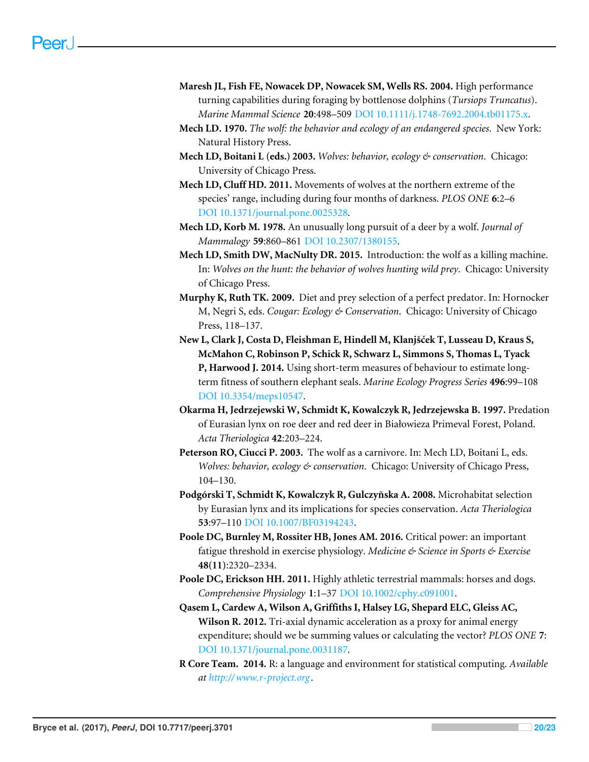**Maresh JL, Fish FE, Nowacek DP, Nowacek SM, Wells RS. 2004.** High performance turning capabilities during foraging by bottlenose dolphins (*Tursiops Truncatus*). *Marine Mammal Science* **20**:498–509 DOI 10.1111/j.1748-7692.2004.tb01175.x.

**Mech LD. 1970.** *The wolf: the behavior and ecology of an endangered species*. New York: Natural History Press.

**Mech LD, Boitani L (eds.) 2003.** *Wolves: behavior, ecology & conservation*. Chicago: University of Chicago Press.

**Mech LD, Cluff HD. 2011.** Movements of wolves at the northern extreme of the species' range, including during four months of darkness. *PLOS ONE* **6**:2–6 DOI 10.1371/journal.pone.0025328.

**Mech LD, Korb M. 1978.** An unusually long pursuit of a deer by a wolf. *Journal of Mammalogy* **59**:860–861 DOI 10.2307/1380155.

**Mech LD, Smith DW, MacNulty DR. 2015.** Introduction: the wolf as a killing machine. In: *Wolves on the hunt: the behavior of wolves hunting wild prey*. Chicago: University of Chicago Press.

**Murphy K, Ruth TK. 2009.** Diet and prey selection of a perfect predator. In: Hornocker M, Negri S, eds. *Cougar: Ecology & Conservation*. Chicago: University of Chicago Press, 118–137.

**New L, Clark J, Costa D, Fleishman E, Hindell M, Klanjšček T, Lusseau D, Kraus S, McMahon C, Robinson P, Schick R, Schwarz L, Simmons S, Thomas L, Tyack P, Harwood J. 2014.** Using short-term measures of behaviour to estimate long-term fitness of southern elephant seals. *Marine Ecology Progress Series* **496**:99–108 DOI 10.3354/meps10547.

**Okarma H, Jedrzejewski W, Schmidt K, Kowalczyk R, Jedrzejewska B. 1997.** Predation of Eurasian lynx on roe deer and red deer in Białowieza Primeval Forest, Poland. *Acta Theriologica* **42**:203–224.

**Peterson RO, Ciucci P. 2003.** The wolf as a carnivore. In: Mech LD, Boitani L, eds. *Wolves: behavior, ecology & conservation*. Chicago: University of Chicago Press, 104–130.

**Podgórski T, Schmidt K, Kowalczyk R, Gulczyñska A. 2008.** Microhabitat selection by Eurasian lynx and its implications for species conservation. *Acta Theriologica* **53**:97–110 DOI 10.1007/BF03194243.

**Poole DC, Burnley M, Rossiter HB, Jones AM. 2016.** Critical power: an important fatigue threshold in exercise physiology. *Medicine & Science in Sports & Exercise* **48(11)**:2320–2334.

**Poole DC, Erickson HH. 2011.** Highly athletic terrestrial mammals: horses and dogs. *Comprehensive Physiology* **1**:1–37 DOI 10.1002/cphy.c091001.

**Qasem L, Cardew A, Wilson A, Griffiths I, Halsey LG, Shepard ELC, Gleiss AC, Wilson R. 2012.** Tri-axial dynamic acceleration as a proxy for animal energy expenditure; should we be summing values or calculating the vector? *PLOS ONE* **7**: DOI 10.1371/journal.pone.0031187.

**R Core Team. 2014.** R: a language and environment for statistical computing. *Available at http://www.r-project.org*.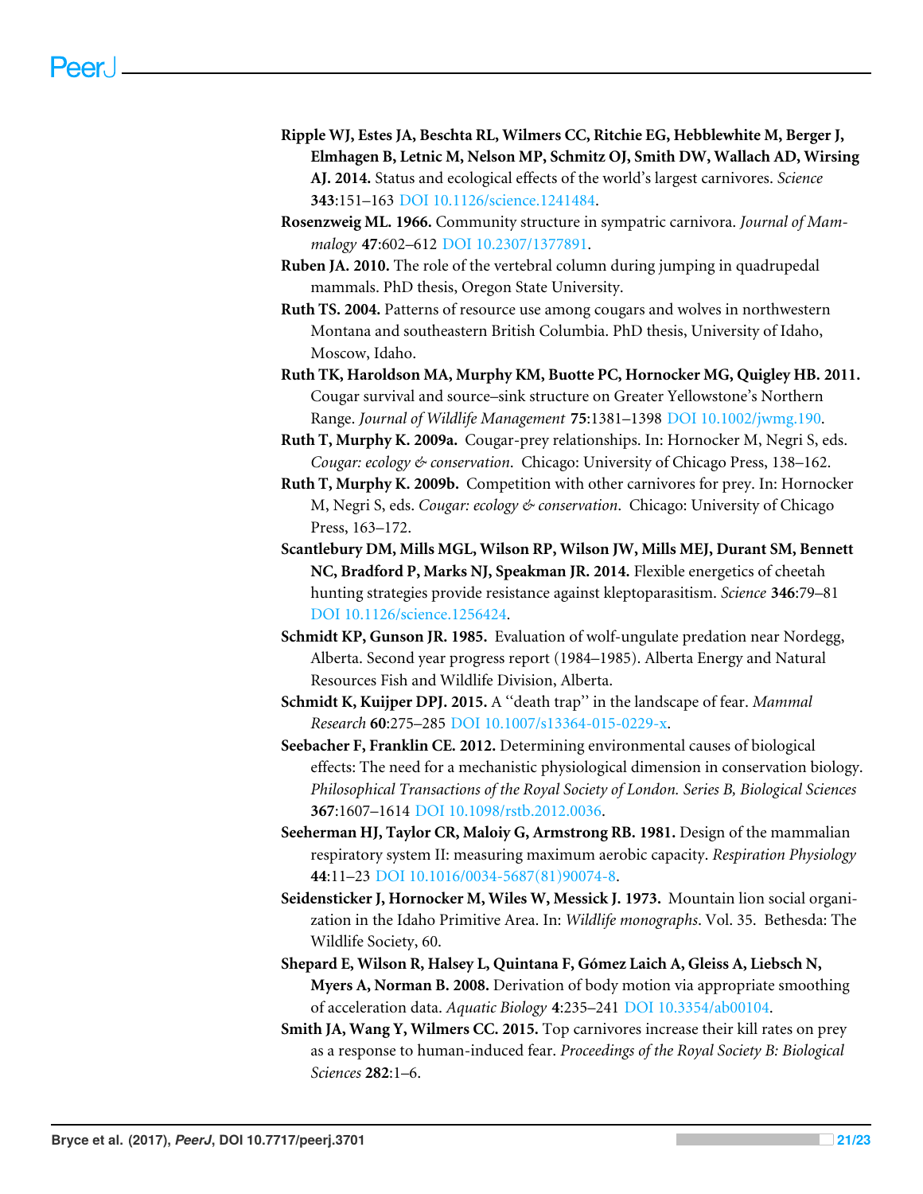**Ripple WJ, Estes JA, Beschta RL, Wilmers CC, Ritchie EG, Hebblewhite M, Berger J, Elmhagen B, Letnic M, Nelson MP, Schmitz OJ, Smith DW, Wallach AD, Wirsing AJ. 2014.** Status and ecological effects of the world's largest carnivores. *Science* **343**:151–163 DOI 10.1126/science.1241484.

**Rosenzweig ML. 1966.** Community structure in sympatric carnivora. *Journal of Mammalogy* **47**:602–612 DOI 10.2307/1377891.

**Ruben JA. 2010.** The role of the vertebral column during jumping in quadrupedal mammals. PhD thesis, Oregon State University.

**Ruth TS. 2004.** Patterns of resource use among cougars and wolves in northwestern Montana and southeastern British Columbia. PhD thesis, University of Idaho, Moscow, Idaho.

**Ruth TK, Haroldson MA, Murphy KM, Buotte PC, Hornocker MG, Quigley HB. 2011.** Cougar survival and source–sink structure on Greater Yellowstone's Northern Range. *Journal of Wildlife Management* **75**:1381–1398 DOI 10.1002/jwmg.190.

**Ruth T, Murphy K. 2009a.** Cougar-prey relationships. In: Hornocker M, Negri S, eds. *Cougar: ecology & conservation*. Chicago: University of Chicago Press, 138–162.

**Ruth T, Murphy K. 2009b.** Competition with other carnivores for prey. In: Hornocker M, Negri S, eds. *Cougar: ecology & conservation*. Chicago: University of Chicago Press, 163–172.

**Scantlebury DM, Mills MGL, Wilson RP, Wilson JW, Mills MEJ, Durant SM, Bennett NC, Bradford P, Marks NJ, Speakman JR. 2014.** Flexible energetics of cheetah hunting strategies provide resistance against kleptoparasitism. *Science* **346**:79–81 DOI 10.1126/science.1256424.

**Schmidt KP, Gunson JR. 1985.** Evaluation of wolf-ungulate predation near Nordegg, Alberta. Second year progress report (1984–1985). Alberta Energy and Natural Resources Fish and Wildlife Division, Alberta.

**Schmidt K, Kuijper DPJ. 2015.** A "death trap" in the landscape of fear. *Mammal Research* **60**:275–285 DOI 10.1007/s13364-015-0229-x.

**Seebacher F, Franklin CE. 2012.** Determining environmental causes of biological effects: The need for a mechanistic physiological dimension in conservation biology. *Philosophical Transactions of the Royal Society of London. Series B, Biological Sciences* **367**:1607–1614 DOI 10.1098/rstb.2012.0036.

**Seeherman HJ, Taylor CR, Maloiy G, Armstrong RB. 1981.** Design of the mammalian respiratory system II: measuring maximum aerobic capacity. *Respiration Physiology* **44**:11–23 DOI 10.1016/0034-5687(81)90074-8.

**Seidensticker J, Hornocker M, Wiles W, Messick J. 1973.** Mountain lion social organization in the Idaho Primitive Area. In: *Wildlife monographs*. Vol. 35. Bethesda: The Wildlife Society, 60.

**Shepard E, Wilson R, Halsey L, Quintana F, Gómez Laich A, Gleiss A, Liebsch N, Myers A, Norman B. 2008.** Derivation of body motion via appropriate smoothing of acceleration data. *Aquatic Biology* **4**:235–241 DOI 10.3354/ab00104.

**Smith JA, Wang Y, Wilmers CC. 2015.** Top carnivores increase their kill rates on prey as a response to human-induced fear. *Proceedings of the Royal Society B: Biological Sciences* **282**:1–6.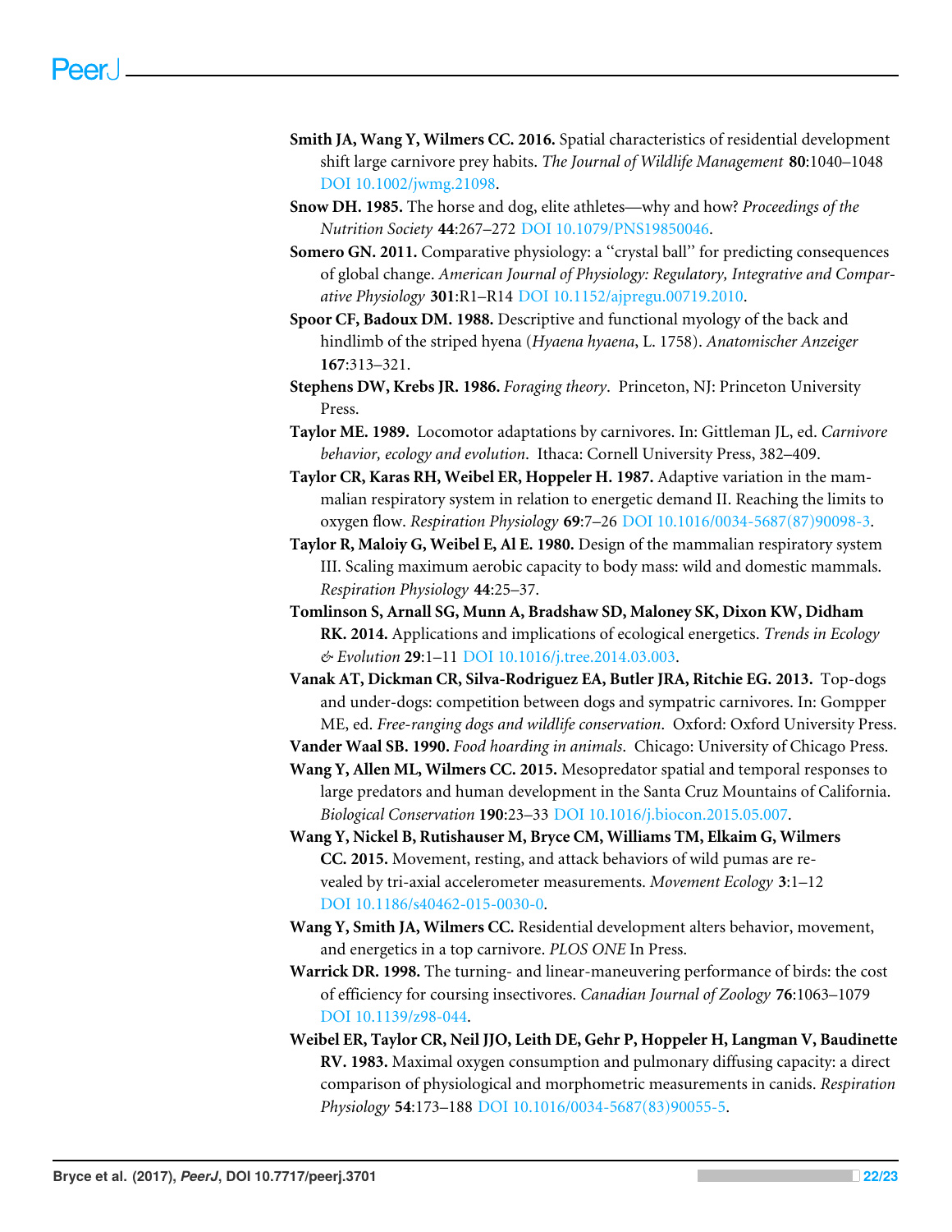**Smith JA, Wang Y, Wilmers CC. 2016.** Spatial characteristics of residential development shift large carnivore prey habits. *The Journal of Wildlife Management* **80**:1040–1048 DOI 10.1002/jwmg.21098.

**Snow DH. 1985.** The horse and dog, elite athletes—why and how? *Proceedings of the Nutrition Society* **44**:267–272 DOI 10.1079/PNS19850046.

**Somero GN. 2011.** Comparative physiology: a "crystal ball" for predicting consequences of global change. *American Journal of Physiology: Regulatory, Integrative and Comparative Physiology* **301**:R1–R14 DOI 10.1152/ajpregu.00719.2010.

**Spoor CF, Badoux DM. 1988.** Descriptive and functional myology of the back and hindlimb of the striped hyena (*Hyaena hyaena*, L. 1758). *Anatomischer Anzeiger* **167**:313–321.

**Stephens DW, Krebs JR. 1986.** *Foraging theory*. Princeton, NJ: Princeton University Press.

**Taylor ME. 1989.** Locomotor adaptations by carnivores. In: Gittleman JL, ed. *Carnivore behavior, ecology and evolution*. Ithaca: Cornell University Press, 382–409.

**Taylor CR, Karas RH, Weibel ER, Hoppeler H. 1987.** Adaptive variation in the mammalian respiratory system in relation to energetic demand II. Reaching the limits to oxygen flow. *Respiration Physiology* **69**:7–26 DOI 10.1016/0034-5687(87)90098-3.

**Taylor R, Maloiy G, Weibel E, Al E. 1980.** Design of the mammalian respiratory system III. Scaling maximum aerobic capacity to body mass: wild and domestic mammals. *Respiration Physiology* **44**:25–37.

**Tomlinson S, Arnall SG, Munn A, Bradshaw SD, Maloney SK, Dixon KW, Didham RK. 2014.** Applications and implications of ecological energetics. *Trends in Ecology & Evolution* **29**:1–11 DOI 10.1016/j.tree.2014.03.003.

**Vanak AT, Dickman CR, Silva-Rodriguez EA, Butler JRA, Ritchie EG. 2013.** Top-dogs and under-dogs: competition between dogs and sympatric carnivores. In: Gompper ME, ed. *Free-ranging dogs and wildlife conservation*. Oxford: Oxford University Press.

**Vander Waal SB. 1990.** *Food hoarding in animals*. Chicago: University of Chicago Press.

**Wang Y, Allen ML, Wilmers CC. 2015.** Mesopredator spatial and temporal responses to large predators and human development in the Santa Cruz Mountains of California. *Biological Conservation* **190**:23–33 DOI 10.1016/j.biocon.2015.05.007.

**Wang Y, Nickel B, Rutishauser M, Bryce CM, Williams TM, Elkaim G, Wilmers CC. 2015.** Movement, resting, and attack behaviors of wild pumas are revealed by tri-axial accelerometer measurements. *Movement Ecology* **3**:1–12 DOI 10.1186/s40462-015-0030-0.

**Wang Y, Smith JA, Wilmers CC.** Residential development alters behavior, movement, and energetics in a top carnivore. *PLOS ONE* In Press.

**Warrick DR. 1998.** The turning- and linear-maneuvering performance of birds: the cost of efficiency for coursing insectivores. *Canadian Journal of Zoology* **76**:1063–1079 DOI 10.1139/z98-044.

**Weibel ER, Taylor CR, Neil JJO, Leith DE, Gehr P, Hoppeler H, Langman V, Baudinette RV. 1983.** Maximal oxygen consumption and pulmonary diffusing capacity: a direct comparison of physiological and morphometric measurements in canids. *Respiration Physiology* **54**:173–188 DOI 10.1016/0034-5687(83)90055-5.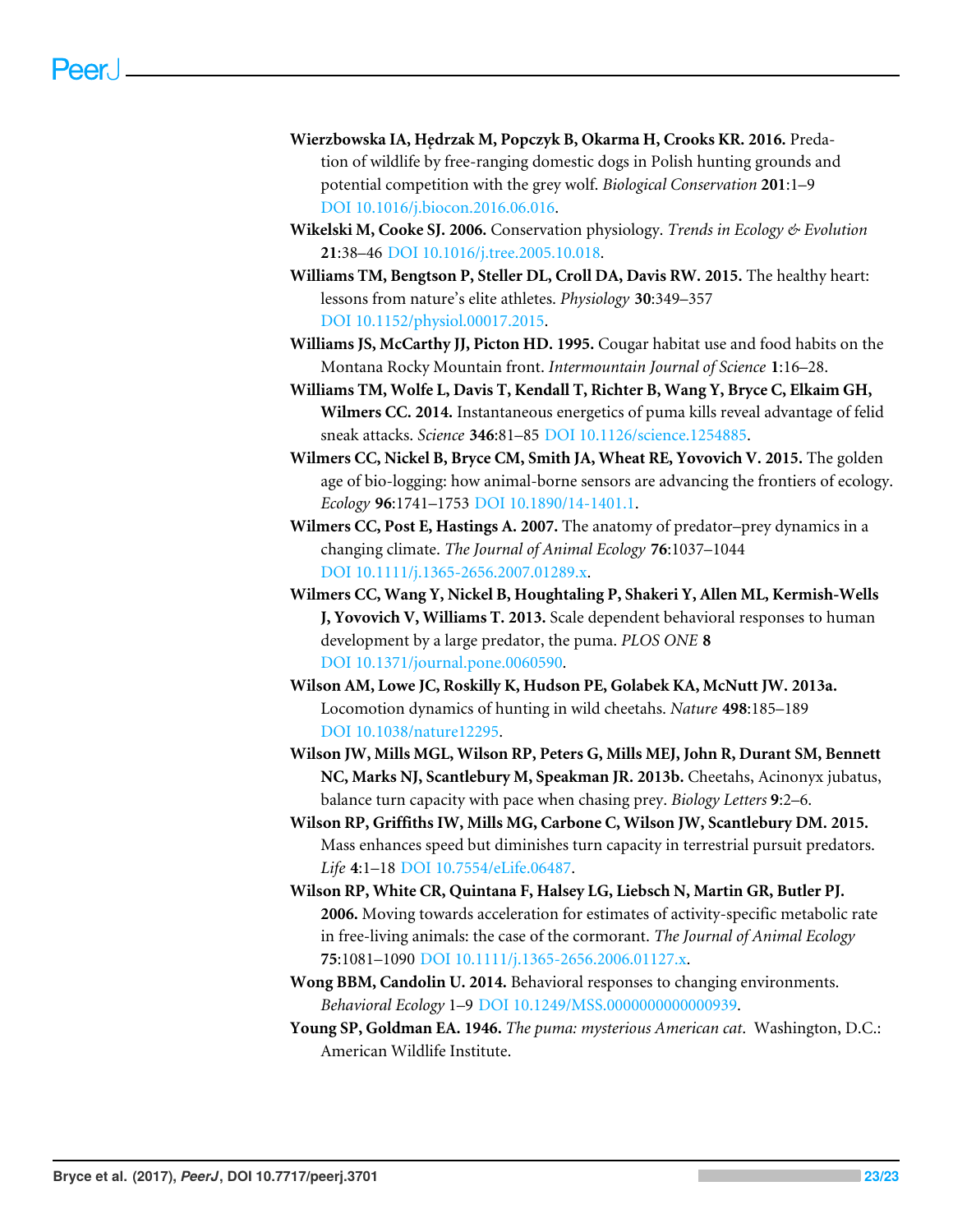**Wierzbowska IA, Hędrzak M, Popczyk B, Okarma H, Crooks KR. 2016.** Predation of wildlife by free-ranging domestic dogs in Polish hunting grounds and potential competition with the grey wolf. *Biological Conservation* **201**:1–9 DOI 10.1016/j.biocon.2016.06.016.

**Wikelski M, Cooke SJ. 2006.** Conservation physiology. *Trends in Ecology & Evolution* **21**:38–46 DOI 10.1016/j.tree.2005.10.018.

**Williams TM, Bengtson P, Steller DL, Croll DA, Davis RW. 2015.** The healthy heart: lessons from nature's elite athletes. *Physiology* **30**:349–357 DOI 10.1152/physiol.00017.2015.

**Williams JS, McCarthy JJ, Picton HD. 1995.** Cougar habitat use and food habits on the Montana Rocky Mountain front. *Intermountain Journal of Science* **1**:16–28.

**Williams TM, Wolfe L, Davis T, Kendall T, Richter B, Wang Y, Bryce C, Elkaim GH, Wilmers CC. 2014.** Instantaneous energetics of puma kills reveal advantage of felid sneak attacks. *Science* **346**:81–85 DOI 10.1126/science.1254885.

**Wilmers CC, Nickel B, Bryce CM, Smith JA, Wheat RE, Yovovich V. 2015.** The golden age of bio-logging: how animal-borne sensors are advancing the frontiers of ecology. *Ecology* **96**:1741–1753 DOI 10.1890/14-1401.1.

**Wilmers CC, Post E, Hastings A. 2007.** The anatomy of predator–prey dynamics in a changing climate. *The Journal of Animal Ecology* **76**:1037–1044 DOI 10.1111/j.1365-2656.2007.01289.x.

**Wilmers CC, Wang Y, Nickel B, Houghtaling P, Shakeri Y, Allen ML, Kermish-Wells J, Yovovich V, Williams T. 2013.** Scale dependent behavioral responses to human development by a large predator, the puma. *PLOS ONE* **8** DOI 10.1371/journal.pone.0060590.

**Wilson AM, Lowe JC, Roskilly K, Hudson PE, Golabek KA, McNutt JW. 2013a.** Locomotion dynamics of hunting in wild cheetahs. *Nature* **498**:185–189 DOI 10.1038/nature12295.

**Wilson JW, Mills MGL, Wilson RP, Peters G, Mills MEJ, John R, Durant SM, Bennett NC, Marks NJ, Scantlebury M, Speakman JR. 2013b.** Cheetahs, Acinonyx jubatus, balance turn capacity with pace when chasing prey. *Biology Letters* **9**:2–6.

**Wilson RP, Griffiths IW, Mills MG, Carbone C, Wilson JW, Scantlebury DM. 2015.** Mass enhances speed but diminishes turn capacity in terrestrial pursuit predators. *Life* **4**:1–18 DOI 10.7554/eLife.06487.

**Wilson RP, White CR, Quintana F, Halsey LG, Liebsch N, Martin GR, Butler PJ. 2006.** Moving towards acceleration for estimates of activity-specific metabolic rate in free-living animals: the case of the cormorant. *The Journal of Animal Ecology* **75**:1081–1090 DOI 10.1111/j.1365-2656.2006.01127.x.

**Wong BBM, Candolin U. 2014.** Behavioral responses to changing environments. *Behavioral Ecology* 1–9 DOI 10.1249/MSS.0000000000000939.

**Young SP, Goldman EA. 1946.** *The puma: mysterious American cat*. Washington, D.C.: American Wildlife Institute.